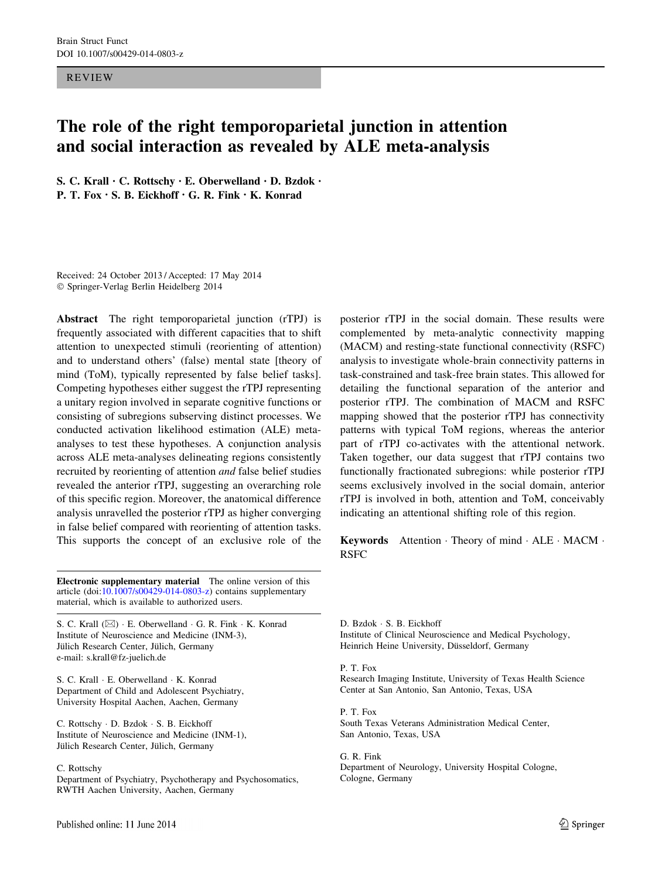REVIEW

# The role of the right temporoparietal junction in attention and social interaction as revealed by ALE meta-analysis

S. C. Krall · C. Rottschy · E. Oberwelland · D. Bzdok · P. T. Fox · S. B. Eickhoff · G. R. Fink · K. Konrad

Received: 24 October 2013 / Accepted: 17 May 2014
© Springer-Verlag Berlin Heidelberg 2014

**Abstract** The right temporoparietal junction (rTPJ) is frequently associated with different capacities that to shift attention to unexpected stimuli (reorienting of attention) and to understand others' (false) mental state [theory of mind (ToM), typically represented by false belief tasks]. Competing hypotheses either suggest the rTPJ representing a unitary region involved in separate cognitive functions or consisting of subregions subserving distinct processes. We conducted activation likelihood estimation (ALE) meta-analyses to test these hypotheses. A conjunction analysis across ALE meta-analyses delineating regions consistently recruited by reorienting of attention *and* false belief studies revealed the anterior rTPJ, suggesting an overarching role of this specific region. Moreover, the anatomical difference analysis unravelled the posterior rTPJ as higher converging in false belief compared with reorienting of attention tasks. This supports the concept of an exclusive role of the posterior rTPJ in the social domain. These results were complemented by meta-analytic connectivity mapping (MACM) and resting-state functional connectivity (RSFC) analysis to investigate whole-brain connectivity patterns in task-constrained and task-free brain states. This allowed for detailing the functional separation of the anterior and posterior rTPJ. The combination of MACM and RSFC mapping showed that the posterior rTPJ has connectivity patterns with typical ToM regions, whereas the anterior part of rTPJ co-activates with the attentional network. Taken together, our data suggest that rTPJ contains two functionally fractionated subregions: while posterior rTPJ seems exclusively involved in the social domain, anterior rTPJ is involved in both, attention and ToM, conceivably indicating an attentional shifting role of this region.

**Keywords** Attention · Theory of mind · ALE · MACM · RSFC

**Electronic supplementary material** The online version of this article (doi:10.1007/s00429-014-0803-z) contains supplementary material, which is available to authorized users.

S. C. Krall (✉) · E. Oberwelland · G. R. Fink · K. Konrad
Institute of Neuroscience and Medicine (INM-3),
Jülich Research Center, Jülich, Germany
e-mail: s.krall@fz-juelich.de

S. C. Krall · E. Oberwelland · K. Konrad
Department of Child and Adolescent Psychiatry,
University Hospital Aachen, Aachen, Germany

C. Rottschy · D. Bzdok · S. B. Eickhoff
Institute of Neuroscience and Medicine (INM-1),
Jülich Research Center, Jülich, Germany

C. Rottschy
Department of Psychiatry, Psychotherapy and Psychosomatics,
RWTH Aachen University, Aachen, Germany

D. Bzdok · S. B. Eickhoff
Institute of Clinical Neuroscience and Medical Psychology,
Heinrich Heine University, Düsseldorf, Germany

P. T. Fox
Research Imaging Institute, University of Texas Health Science
Center at San Antonio, San Antonio, Texas, USA

P. T. Fox
South Texas Veterans Administration Medical Center,
San Antonio, Texas, USA

G. R. Fink
Department of Neurology, University Hospital Cologne,
Cologne, Germany

Published online: 11 June 2014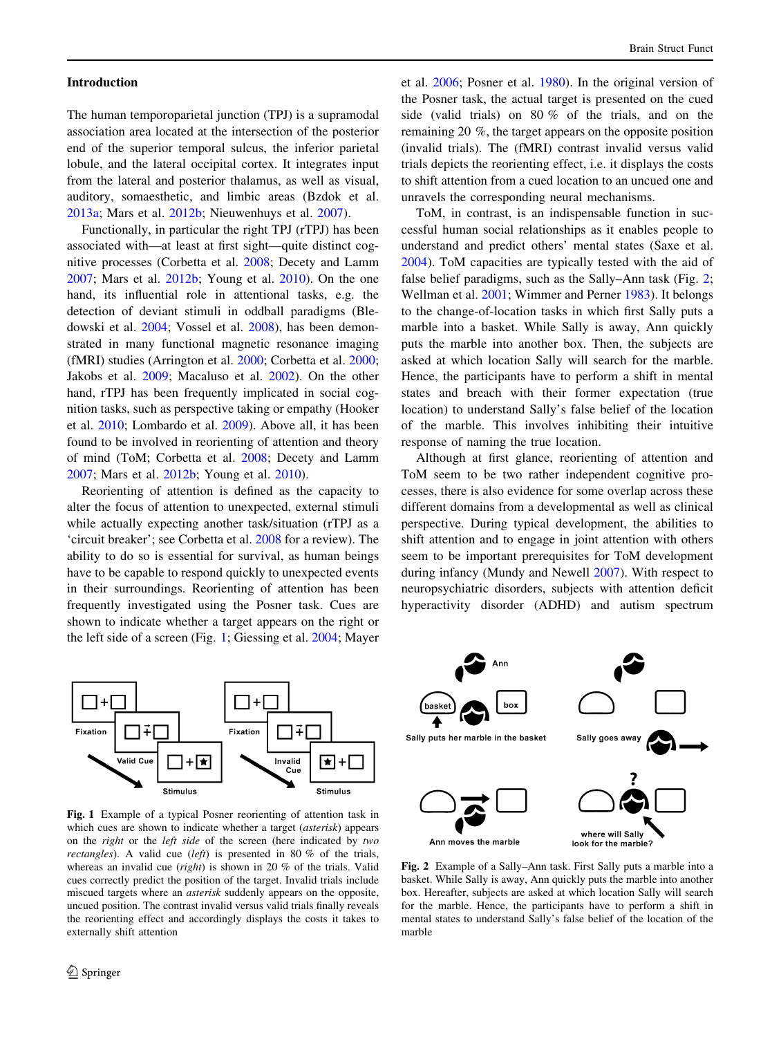## Introduction

The human temporoparietal junction (TPJ) is a supramodal association area located at the intersection of the posterior end of the superior temporal sulcus, the inferior parietal lobule, and the lateral occipital cortex. It integrates input from the lateral and posterior thalamus, as well as visual, auditory, somaesthetic, and limbic areas (Bzdok et al. 2013a; Mars et al. 2012b; Nieuwenhuys et al. 2007).

Functionally, in particular the right TPJ (rTPJ) has been associated with—at least at first sight—quite distinct cognitive processes (Corbetta et al. 2008; Decety and Lamm 2007; Mars et al. 2012b; Young et al. 2010). On the one hand, its influential role in attentional tasks, e.g. the detection of deviant stimuli in oddball paradigms (Bledowski et al. 2004; Vossel et al. 2008), has been demonstrated in many functional magnetic resonance imaging (fMRI) studies (Arrington et al. 2000; Corbetta et al. 2000; Jakobs et al. 2009; Macaluso et al. 2002). On the other hand, rTPJ has been frequently implicated in social cognition tasks, such as perspective taking or empathy (Hooker et al. 2010; Lombardo et al. 2009). Above all, it has been found to be involved in reorienting of attention and theory of mind (ToM; Corbetta et al. 2008; Decety and Lamm 2007; Mars et al. 2012b; Young et al. 2010).

Reorienting of attention is defined as the capacity to alter the focus of attention to unexpected, external stimuli while actually expecting another task/situation (rTPJ as a 'circuit breaker'; see Corbetta et al. 2008 for a review). The ability to do so is essential for survival, as human beings have to be capable to respond quickly to unexpected events in their surroundings. Reorienting of attention has been frequently investigated using the Posner task. Cues are shown to indicate whether a target appears on the right or the left side of a screen (Fig. 1; Giessing et al. 2004; Mayer et al. 2006; Posner et al. 1980). In the original version of the Posner task, the actual target is presented on the cued side (valid trials) on 80 % of the trials, and on the remaining 20 %, the target appears on the opposite position (invalid trials). The (fMRI) contrast invalid versus valid trials depicts the reorienting effect, i.e. it displays the costs to shift attention from a cued location to an uncued one and unravels the corresponding neural mechanisms.

ToM, in contrast, is an indispensable function in successful human social relationships as it enables people to understand and predict others' mental states (Saxe et al. 2004). ToM capacities are typically tested with the aid of false belief paradigms, such as the Sally–Ann task (Fig. 2; Wellman et al. 2001; Wimmer and Perner 1983). It belongs to the change-of-location tasks in which first Sally puts a marble into a basket. While Sally is away, Ann quickly puts the marble into another box. Then, the subjects are asked at which location Sally will search for the marble. Hence, the participants have to perform a shift in mental states and breach with their former expectation (true location) to understand Sally's false belief of the location of the marble. This involves inhibiting their intuitive response of naming the true location.

Although at first glance, reorienting of attention and ToM seem to be two rather independent cognitive processes, there is also evidence for some overlap across these different domains from a developmental as well as clinical perspective. During typical development, the abilities to shift attention and to engage in joint attention with others seem to be important prerequisites for ToM development during infancy (Mundy and Newell 2007). With respect to neuropsychiatric disorders, subjects with attention deficit hyperactivity disorder (ADHD) and autism spectrum

**Fig. 1** Example of a typical Posner reorienting of attention task in which cues are shown to indicate whether a target (*asterisk*) appears on the *right* or the *left side* of the screen (here indicated by *two rectangles*). A valid cue (*left*) is presented in 80 % of the trials, whereas an invalid cue (*right*) is shown in 20 % of the trials. Valid cues correctly predict the position of the target. Invalid trials include miscued targets where an *asterisk* suddenly appears on the opposite, uncued position. The contrast invalid versus valid trials finally reveals the reorienting effect and accordingly displays the costs it takes to externally shift attention

**Fig. 2** Example of a Sally–Ann task. First Sally puts a marble into a basket. While Sally is away, Ann quickly puts the marble into another box. Hereafter, subjects are asked at which location Sally will search for the marble. Hence, the participants have to perform a shift in mental states to understand Sally's false belief of the location of the marble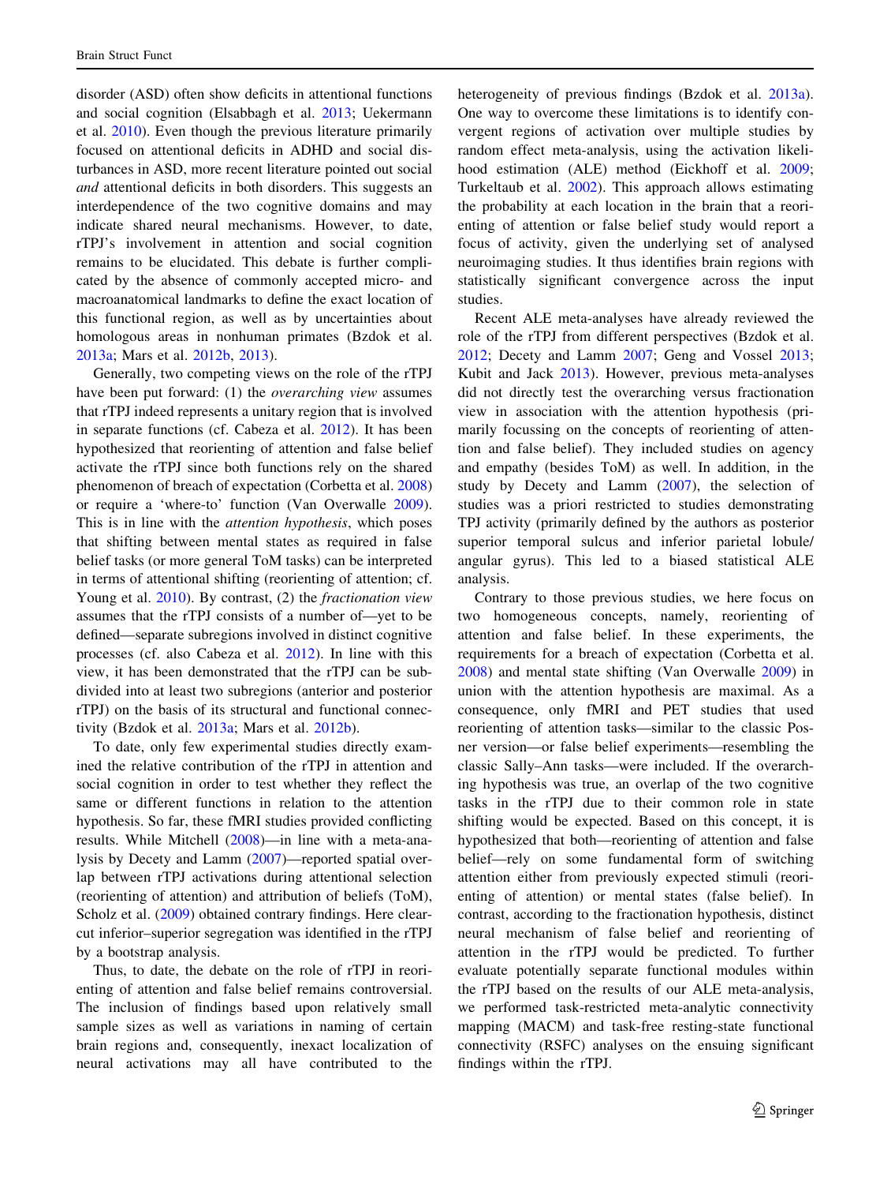disorder (ASD) often show deficits in attentional functions and social cognition (Elsabbagh et al. 2013; Uekermann et al. 2010). Even though the previous literature primarily focused on attentional deficits in ADHD and social disturbances in ASD, more recent literature pointed out social *and* attentional deficits in both disorders. This suggests an interdependence of the two cognitive domains and may indicate shared neural mechanisms. However, to date, rTPJ's involvement in attention and social cognition remains to be elucidated. This debate is further complicated by the absence of commonly accepted micro- and macroanatomical landmarks to define the exact location of this functional region, as well as by uncertainties about homologous areas in nonhuman primates (Bzdok et al. 2013a; Mars et al. 2012b, 2013).

Generally, two competing views on the role of the rTPJ have been put forward: (1) the *overarching view* assumes that rTPJ indeed represents a unitary region that is involved in separate functions (cf. Cabeza et al. 2012). It has been hypothesized that reorienting of attention and false belief activate the rTPJ since both functions rely on the shared phenomenon of breach of expectation (Corbetta et al. 2008) or require a 'where-to' function (Van Overwalle 2009). This is in line with the *attention hypothesis*, which poses that shifting between mental states as required in false belief tasks (or more general ToM tasks) can be interpreted in terms of attentional shifting (reorienting of attention; cf. Young et al. 2010). By contrast, (2) the *fractionation view* assumes that the rTPJ consists of a number of—yet to be defined—separate subregions involved in distinct cognitive processes (cf. also Cabeza et al. 2012). In line with this view, it has been demonstrated that the rTPJ can be subdivided into at least two subregions (anterior and posterior rTPJ) on the basis of its structural and functional connectivity (Bzdok et al. 2013a; Mars et al. 2012b).

To date, only few experimental studies directly examined the relative contribution of the rTPJ in attention and social cognition in order to test whether they reflect the same or different functions in relation to the attention hypothesis. So far, these fMRI studies provided conflicting results. While Mitchell (2008)—in line with a meta-analysis by Decety and Lamm (2007)—reported spatial overlap between rTPJ activations during attentional selection (reorienting of attention) and attribution of beliefs (ToM), Scholz et al. (2009) obtained contrary findings. Here clear-cut inferior–superior segregation was identified in the rTPJ by a bootstrap analysis.

Thus, to date, the debate on the role of rTPJ in reorienting of attention and false belief remains controversial. The inclusion of findings based upon relatively small sample sizes as well as variations in naming of certain brain regions and, consequently, inexact localization of neural activations may all have contributed to the heterogeneity of previous findings (Bzdok et al. 2013a). One way to overcome these limitations is to identify convergent regions of activation over multiple studies by random effect meta-analysis, using the activation likelihood estimation (ALE) method (Eickhoff et al. 2009; Turkeltaub et al. 2002). This approach allows estimating the probability at each location in the brain that a reorienting of attention or false belief study would report a focus of activity, given the underlying set of analysed neuroimaging studies. It thus identifies brain regions with statistically significant convergence across the input studies.

Recent ALE meta-analyses have already reviewed the role of the rTPJ from different perspectives (Bzdok et al. 2012; Decety and Lamm 2007; Geng and Vossel 2013; Kubit and Jack 2013). However, previous meta-analyses did not directly test the overarching versus fractionation view in association with the attention hypothesis (primarily focussing on the concepts of reorienting of attention and false belief). They included studies on agency and empathy (besides ToM) as well. In addition, in the study by Decety and Lamm (2007), the selection of studies was a priori restricted to studies demonstrating TPJ activity (primarily defined by the authors as posterior superior temporal sulcus and inferior parietal lobule/angular gyrus). This led to a biased statistical ALE analysis.

Contrary to those previous studies, we here focus on two homogeneous concepts, namely, reorienting of attention and false belief. In these experiments, the requirements for a breach of expectation (Corbetta et al. 2008) and mental state shifting (Van Overwalle 2009) in union with the attention hypothesis are maximal. As a consequence, only fMRI and PET studies that used reorienting of attention tasks—similar to the classic Posner version—or false belief experiments—resembling the classic Sally–Ann tasks—were included. If the overarching hypothesis was true, an overlap of the two cognitive tasks in the rTPJ due to their common role in state shifting would be expected. Based on this concept, it is hypothesized that both—reorienting of attention and false belief—rely on some fundamental form of switching attention either from previously expected stimuli (reorienting of attention) or mental states (false belief). In contrast, according to the fractionation hypothesis, distinct neural mechanism of false belief and reorienting of attention in the rTPJ would be predicted. To further evaluate potentially separate functional modules within the rTPJ based on the results of our ALE meta-analysis, we performed task-restricted meta-analytic connectivity mapping (MACM) and task-free resting-state functional connectivity (RSFC) analyses on the ensuing significant findings within the rTPJ.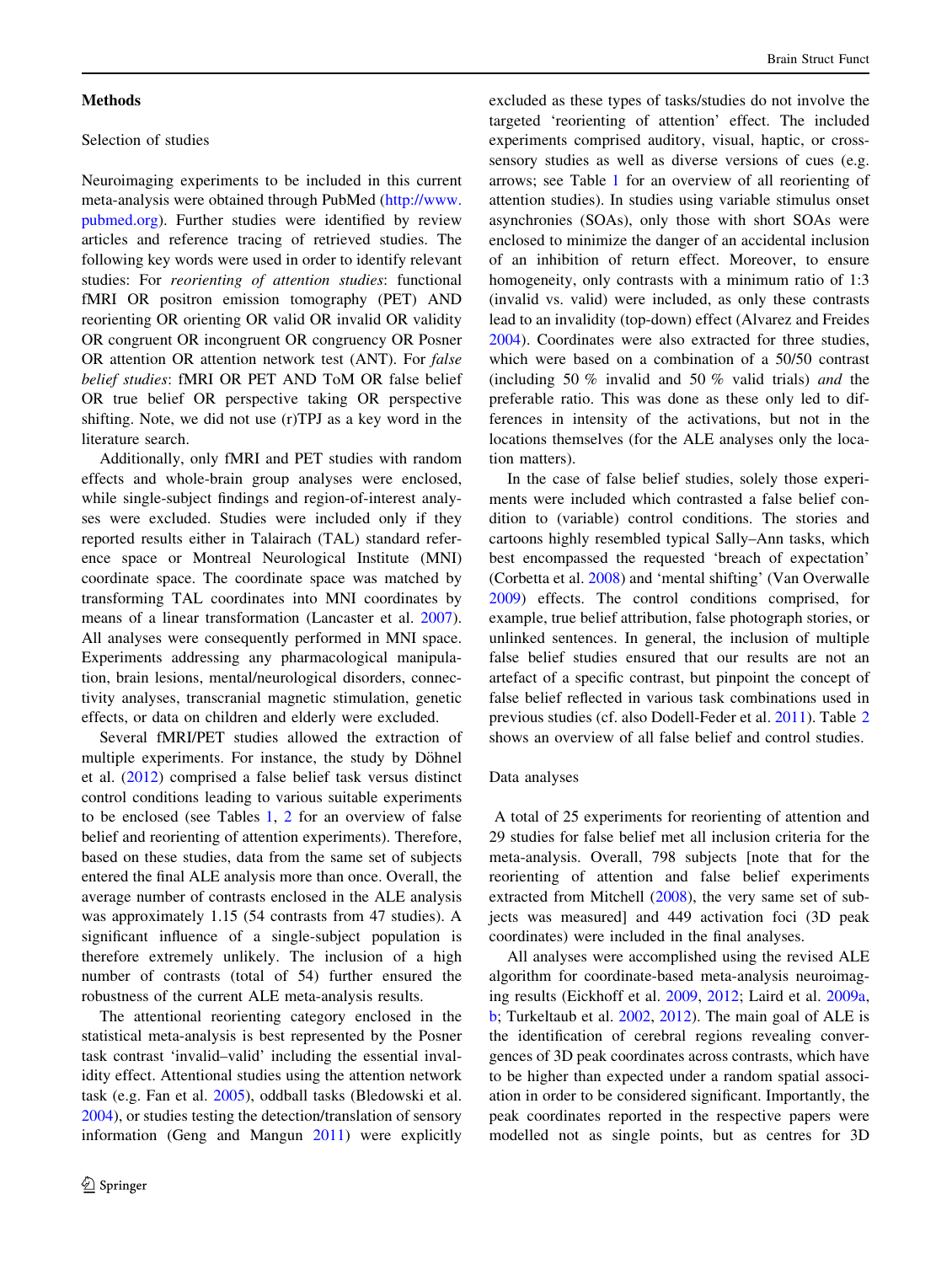## Methods

### Selection of studies

Neuroimaging experiments to be included in this current meta-analysis were obtained through PubMed (http://www.pubmed.org). Further studies were identified by review articles and reference tracing of retrieved studies. The following key words were used in order to identify relevant studies: For *reorienting of attention studies*: functional fMRI OR positron emission tomography (PET) AND reorienting OR orienting OR valid OR invalid OR validity OR congruent OR incongruent OR congruency OR Posner OR attention OR attention network test (ANT). For *false belief studies*: fMRI OR PET AND ToM OR false belief OR true belief OR perspective taking OR perspective shifting. Note, we did not use (r)TPJ as a key word in the literature search.

Additionally, only fMRI and PET studies with random effects and whole-brain group analyses were enclosed, while single-subject findings and region-of-interest analyses were excluded. Studies were included only if they reported results either in Talairach (TAL) standard reference space or Montreal Neurological Institute (MNI) coordinate space. The coordinate space was matched by transforming TAL coordinates into MNI coordinates by means of a linear transformation (Lancaster et al. 2007). All analyses were consequently performed in MNI space. Experiments addressing any pharmacological manipulation, brain lesions, mental/neurological disorders, connectivity analyses, transcranial magnetic stimulation, genetic effects, or data on children and elderly were excluded.

Several fMRI/PET studies allowed the extraction of multiple experiments. For instance, the study by Döhnel et al. (2012) comprised a false belief task versus distinct control conditions leading to various suitable experiments to be enclosed (see Tables 1, 2 for an overview of false belief and reorienting of attention experiments). Therefore, based on these studies, data from the same set of subjects entered the final ALE analysis more than once. Overall, the average number of contrasts enclosed in the ALE analysis was approximately 1.15 (54 contrasts from 47 studies). A significant influence of a single-subject population is therefore extremely unlikely. The inclusion of a high number of contrasts (total of 54) further ensured the robustness of the current ALE meta-analysis results.

The attentional reorienting category enclosed in the statistical meta-analysis is best represented by the Posner task contrast 'invalid–valid' including the essential invalidity effect. Attentional studies using the attention network task (e.g. Fan et al. 2005), oddball tasks (Bledowski et al. 2004), or studies testing the detection/translation of sensory information (Geng and Mangun 2011) were explicitly excluded as these types of tasks/studies do not involve the targeted 'reorienting of attention' effect. The included experiments comprised auditory, visual, haptic, or cross-sensory studies as well as diverse versions of cues (e.g. arrows; see Table 1 for an overview of all reorienting of attention studies). In studies using variable stimulus onset asynchronies (SOAs), only those with short SOAs were enclosed to minimize the danger of an accidental inclusion of an inhibition of return effect. Moreover, to ensure homogeneity, only contrasts with a minimum ratio of 1:3 (invalid vs. valid) were included, as only these contrasts lead to an invalidity (top-down) effect (Alvarez and Freides 2004). Coordinates were also extracted for three studies, which were based on a combination of a 50/50 contrast (including 50 % invalid and 50 % valid trials) *and* the preferable ratio. This was done as these only led to differences in intensity of the activations, but not in the locations themselves (for the ALE analyses only the location matters).

In the case of false belief studies, solely those experiments were included which contrasted a false belief condition to (variable) control conditions. The stories and cartoons highly resembled typical Sally–Ann tasks, which best encompassed the requested 'breach of expectation' (Corbetta et al. 2008) and 'mental shifting' (Van Overwalle 2009) effects. The control conditions comprised, for example, true belief attribution, false photograph stories, or unlinked sentences. In general, the inclusion of multiple false belief studies ensured that our results are not an artefact of a specific contrast, but pinpoint the concept of false belief reflected in various task combinations used in previous studies (cf. also Dodell-Feder et al. 2011). Table 2 shows an overview of all false belief and control studies.

### Data analyses

A total of 25 experiments for reorienting of attention and 29 studies for false belief met all inclusion criteria for the meta-analysis. Overall, 798 subjects [note that for the reorienting of attention and false belief experiments extracted from Mitchell (2008), the very same set of subjects was measured] and 449 activation foci (3D peak coordinates) were included in the final analyses.

All analyses were accomplished using the revised ALE algorithm for coordinate-based meta-analysis neuroimaging results (Eickhoff et al. 2009, 2012; Laird et al. 2009a, b; Turkeltaub et al. 2002, 2012). The main goal of ALE is the identification of cerebral regions revealing convergences of 3D peak coordinates across contrasts, which have to be higher than expected under a random spatial association in order to be considered significant. Importantly, the peak coordinates reported in the respective papers were modelled not as single points, but as centres for 3D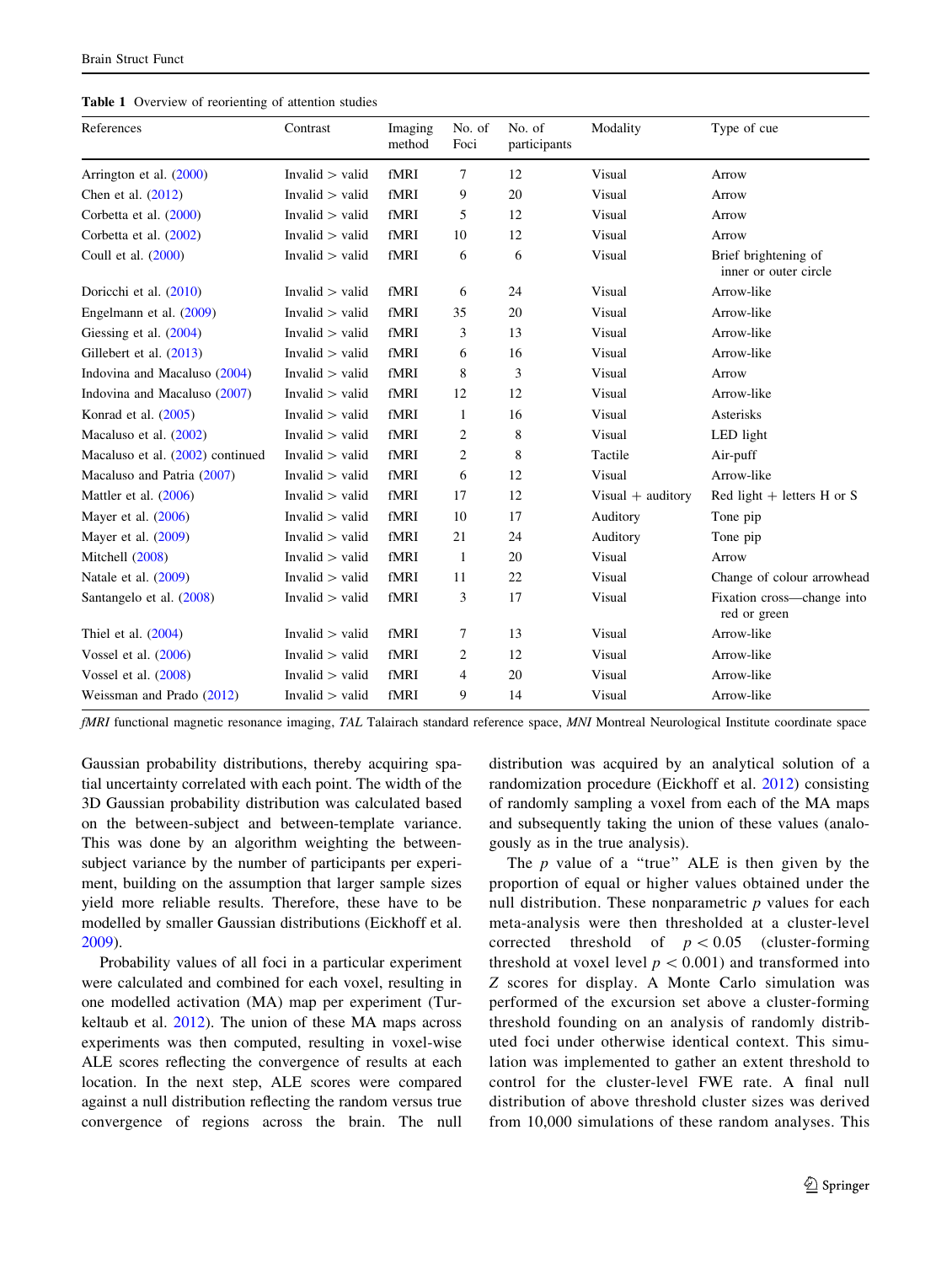**Table 1** Overview of reorienting of attention studies

| References | Contrast | Imaging method | No. of Foci | No. of participants | Modality | Type of cue |
|---|---|---|---|---|---|---|
| Arrington et al. (2000) | Invalid > valid | fMRI | 7 | 12 | Visual | Arrow |
| Chen et al. (2012) | Invalid > valid | fMRI | 9 | 20 | Visual | Arrow |
| Corbetta et al. (2000) | Invalid > valid | fMRI | 5 | 12 | Visual | Arrow |
| Corbetta et al. (2002) | Invalid > valid | fMRI | 10 | 12 | Visual | Arrow |
| Coull et al. (2000) | Invalid > valid | fMRI | 6 | 6 | Visual | Brief brightening of inner or outer circle |
| Doricchi et al. (2010) | Invalid > valid | fMRI | 6 | 24 | Visual | Arrow-like |
| Engelmann et al. (2009) | Invalid > valid | fMRI | 35 | 20 | Visual | Arrow-like |
| Giessing et al. (2004) | Invalid > valid | fMRI | 3 | 13 | Visual | Arrow-like |
| Gillebert et al. (2013) | Invalid > valid | fMRI | 6 | 16 | Visual | Arrow-like |
| Indovina and Macaluso (2004) | Invalid > valid | fMRI | 8 | 3 | Visual | Arrow |
| Indovina and Macaluso (2007) | Invalid > valid | fMRI | 12 | 12 | Visual | Arrow-like |
| Konrad et al. (2005) | Invalid > valid | fMRI | 1 | 16 | Visual | Asterisks |
| Macaluso et al. (2002) | Invalid > valid | fMRI | 2 | 8 | Visual | LED light |
| Macaluso et al. (2002) continued | Invalid > valid | fMRI | 2 | 8 | Tactile | Air-puff |
| Macaluso and Patria (2007) | Invalid > valid | fMRI | 6 | 12 | Visual | Arrow-like |
| Mattler et al. (2006) | Invalid > valid | fMRI | 17 | 12 | Visual + auditory | Red light + letters H or S |
| Mayer et al. (2006) | Invalid > valid | fMRI | 10 | 17 | Auditory | Tone pip |
| Mayer et al. (2009) | Invalid > valid | fMRI | 21 | 24 | Auditory | Tone pip |
| Mitchell (2008) | Invalid > valid | fMRI | 1 | 20 | Visual | Arrow |
| Natale et al. (2009) | Invalid > valid | fMRI | 11 | 22 | Visual | Change of colour arrowhead |
| Santangelo et al. (2008) | Invalid > valid | fMRI | 3 | 17 | Visual | Fixation cross—change into red or green |
| Thiel et al. (2004) | Invalid > valid | fMRI | 7 | 13 | Visual | Arrow-like |
| Vossel et al. (2006) | Invalid > valid | fMRI | 2 | 12 | Visual | Arrow-like |
| Vossel et al. (2008) | Invalid > valid | fMRI | 4 | 20 | Visual | Arrow-like |
| Weissman and Prado (2012) | Invalid > valid | fMRI | 9 | 14 | Visual | Arrow-like |

*fMRI* functional magnetic resonance imaging, *TAL* Talairach standard reference space, *MNI* Montreal Neurological Institute coordinate space

Gaussian probability distributions, thereby acquiring spatial uncertainty correlated with each point. The width of the 3D Gaussian probability distribution was calculated based on the between-subject and between-template variance. This was done by an algorithm weighting the between-subject variance by the number of participants per experiment, building on the assumption that larger sample sizes yield more reliable results. Therefore, these have to be modelled by smaller Gaussian distributions (Eickhoff et al. 2009).

Probability values of all foci in a particular experiment were calculated and combined for each voxel, resulting in one modelled activation (MA) map per experiment (Turkeltaub et al. 2012). The union of these MA maps across experiments was then computed, resulting in voxel-wise ALE scores reflecting the convergence of results at each location. In the next step, ALE scores were compared against a null distribution reflecting the random versus true convergence of regions across the brain. The null distribution was acquired by an analytical solution of a randomization procedure (Eickhoff et al. 2012) consisting of randomly sampling a voxel from each of the MA maps and subsequently taking the union of these values (analogously as in the true analysis).

The $p$ value of a "true" ALE is then given by the proportion of equal or higher values obtained under the null distribution. These nonparametric $p$ values for each meta-analysis were then thresholded at a cluster-level corrected threshold of $p < 0.05$ (cluster-forming threshold at voxel level $p < 0.001$) and transformed into $Z$ scores for display. A Monte Carlo simulation was performed of the excursion set above a cluster-forming threshold founding on an analysis of randomly distributed foci under otherwise identical context. This simulation was implemented to gather an extent threshold to control for the cluster-level FWE rate. A final null distribution of above threshold cluster sizes was derived from 10,000 simulations of these random analyses. This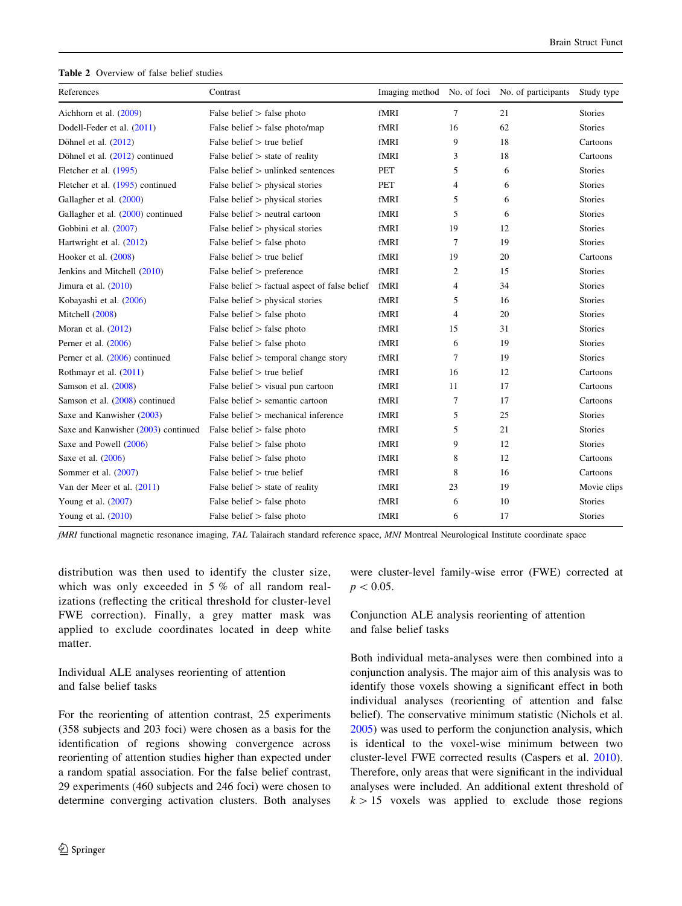**Table 2** Overview of false belief studies

| References | Contrast | Imaging method | No. of foci | No. of participants | Study type |
|---|---|---|---|---|---|
| Aichhorn et al. (2009) | False belief > false photo | fMRI | 7 | 21 | Stories |
| Dodell-Feder et al. (2011) | False belief > false photo/map | fMRI | 16 | 62 | Stories |
| Döhnel et al. (2012) | False belief > true belief | fMRI | 9 | 18 | Cartoons |
| Döhnel et al. (2012) continued | False belief > state of reality | fMRI | 3 | 18 | Cartoons |
| Fletcher et al. (1995) | False belief > unlinked sentences | PET | 5 | 6 | Stories |
| Fletcher et al. (1995) continued | False belief > physical stories | PET | 4 | 6 | Stories |
| Gallagher et al. (2000) | False belief > physical stories | fMRI | 5 | 6 | Stories |
| Gallagher et al. (2000) continued | False belief > neutral cartoon | fMRI | 5 | 6 | Stories |
| Gobbini et al. (2007) | False belief > physical stories | fMRI | 19 | 12 | Stories |
| Hartwright et al. (2012) | False belief > false photo | fMRI | 7 | 19 | Stories |
| Hooker et al. (2008) | False belief > true belief | fMRI | 19 | 20 | Cartoons |
| Jenkins and Mitchell (2010) | False belief > preference | fMRI | 2 | 15 | Stories |
| Jimura et al. (2010) | False belief > factual aspect of false belief | fMRI | 4 | 34 | Stories |
| Kobayashi et al. (2006) | False belief > physical stories | fMRI | 5 | 16 | Stories |
| Mitchell (2008) | False belief > false photo | fMRI | 4 | 20 | Stories |
| Moran et al. (2012) | False belief > false photo | fMRI | 15 | 31 | Stories |
| Perner et al. (2006) | False belief > false photo | fMRI | 6 | 19 | Stories |
| Perner et al. (2006) continued | False belief > temporal change story | fMRI | 7 | 19 | Stories |
| Rothmayr et al. (2011) | False belief > true belief | fMRI | 16 | 12 | Cartoons |
| Samson et al. (2008) | False belief > visual pun cartoon | fMRI | 11 | 17 | Cartoons |
| Samson et al. (2008) continued | False belief > semantic cartoon | fMRI | 7 | 17 | Cartoons |
| Saxe and Kanwisher (2003) | False belief > mechanical inference | fMRI | 5 | 25 | Stories |
| Saxe and Kanwisher (2003) continued | False belief > false photo | fMRI | 5 | 21 | Stories |
| Saxe and Powell (2006) | False belief > false photo | fMRI | 9 | 12 | Stories |
| Saxe et al. (2006) | False belief > false photo | fMRI | 8 | 12 | Cartoons |
| Sommer et al. (2007) | False belief > true belief | fMRI | 8 | 16 | Cartoons |
| Van der Meer et al. (2011) | False belief > state of reality | fMRI | 23 | 19 | Movie clips |
| Young et al. (2007) | False belief > false photo | fMRI | 6 | 10 | Stories |
| Young et al. (2010) | False belief > false photo | fMRI | 6 | 17 | Stories |

*fMRI* functional magnetic resonance imaging, *TAL* Talairach standard reference space, *MNI* Montreal Neurological Institute coordinate space

distribution was then used to identify the cluster size, which was only exceeded in 5 % of all random realizations (reflecting the critical threshold for cluster-level FWE correction). Finally, a grey matter mask was applied to exclude coordinates located in deep white matter.

### Individual ALE analyses reorienting of attention and false belief tasks

For the reorienting of attention contrast, 25 experiments (358 subjects and 203 foci) were chosen as a basis for the identification of regions showing convergence across reorienting of attention studies higher than expected under a random spatial association. For the false belief contrast, 29 experiments (460 subjects and 246 foci) were chosen to determine converging activation clusters. Both analyses were cluster-level family-wise error (FWE) corrected at $p < 0.05$.

### Conjunction ALE analysis reorienting of attention and false belief tasks

Both individual meta-analyses were then combined into a conjunction analysis. The major aim of this analysis was to identify those voxels showing a significant effect in both individual analyses (reorienting of attention and false belief). The conservative minimum statistic (Nichols et al. 2005) was used to perform the conjunction analysis, which is identical to the voxel-wise minimum between two cluster-level FWE corrected results (Caspers et al. 2010). Therefore, only areas that were significant in the individual analyses were included. An additional extent threshold of $k > 15$ voxels was applied to exclude those regions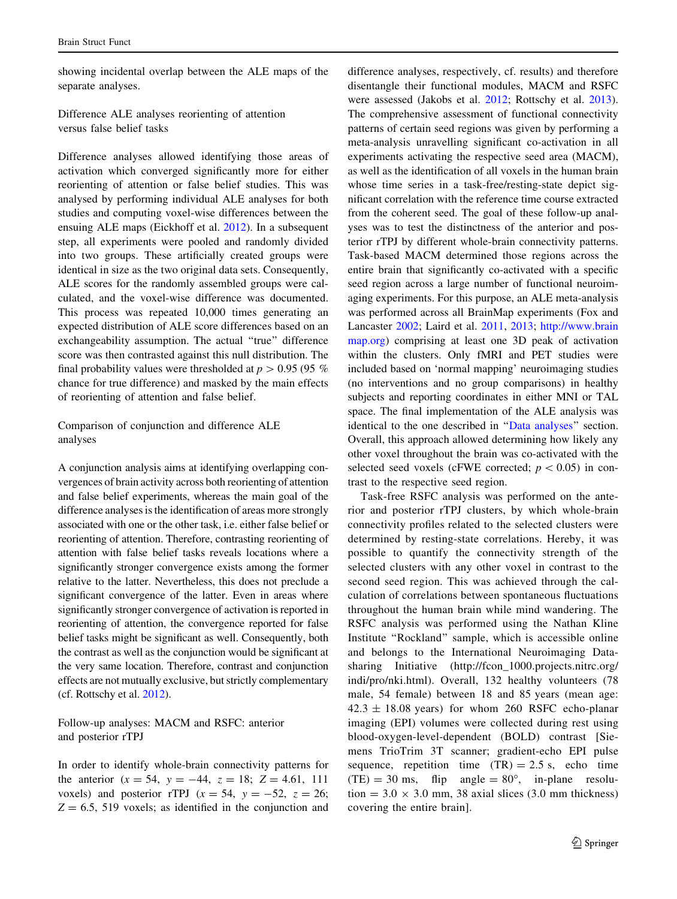showing incidental overlap between the ALE maps of the separate analyses.

### Difference ALE analyses reorienting of attention versus false belief tasks

Difference analyses allowed identifying those areas of activation which converged significantly more for either reorienting of attention or false belief studies. This was analysed by performing individual ALE analyses for both studies and computing voxel-wise differences between the ensuing ALE maps (Eickhoff et al. 2012). In a subsequent step, all experiments were pooled and randomly divided into two groups. These artificially created groups were identical in size as the two original data sets. Consequently, ALE scores for the randomly assembled groups were calculated, and the voxel-wise difference was documented. This process was repeated 10,000 times generating an expected distribution of ALE score differences based on an exchangeability assumption. The actual "true" difference score was then contrasted against this null distribution. The final probability values were thresholded at $p > 0.95$ (95 % chance for true difference) and masked by the main effects of reorienting of attention and false belief.

### Comparison of conjunction and difference ALE analyses

A conjunction analysis aims at identifying overlapping convergences of brain activity across both reorienting of attention and false belief experiments, whereas the main goal of the difference analyses is the identification of areas more strongly associated with one or the other task, i.e. either false belief or reorienting of attention. Therefore, contrasting reorienting of attention with false belief tasks reveals locations where a significantly stronger convergence exists among the former relative to the latter. Nevertheless, this does not preclude a significant convergence of the latter. Even in areas where significantly stronger convergence of activation is reported in reorienting of attention, the convergence reported for false belief tasks might be significant as well. Consequently, both the contrast as well as the conjunction would be significant at the very same location. Therefore, contrast and conjunction effects are not mutually exclusive, but strictly complementary (cf. Rottschy et al. 2012).

### Follow-up analyses: MACM and RSFC: anterior and posterior rTPJ

In order to identify whole-brain connectivity patterns for the anterior ($x = 54$, $y = -44$, $z = 18$; $Z = 4.61$, 111 voxels) and posterior rTPJ ($x = 54$, $y = -52$, $z = 26$; $Z = 6.5$, 519 voxels; as identified in the conjunction and difference analyses, respectively, cf. results) and therefore disentangle their functional modules, MACM and RSFC were assessed (Jakobs et al. 2012; Rottschy et al. 2013). The comprehensive assessment of functional connectivity patterns of certain seed regions was given by performing a meta-analysis unravelling significant co-activation in all experiments activating the respective seed area (MACM), as well as the identification of all voxels in the human brain whose time series in a task-free/resting-state depict significant correlation with the reference time course extracted from the coherent seed. The goal of these follow-up analyses was to test the distinctness of the anterior and posterior rTPJ by different whole-brain connectivity patterns. Task-based MACM determined those regions across the entire brain that significantly co-activated with a specific seed region across a large number of functional neuroimaging experiments. For this purpose, an ALE meta-analysis was performed across all BrainMap experiments (Fox and Lancaster 2002; Laird et al. 2011, 2013; http://www.brainmap.org) comprising at least one 3D peak of activation within the clusters. Only fMRI and PET studies were included based on 'normal mapping' neuroimaging studies (no interventions and no group comparisons) in healthy subjects and reporting coordinates in either MNI or TAL space. The final implementation of the ALE analysis was identical to the one described in "Data analyses" section. Overall, this approach allowed determining how likely any other voxel throughout the brain was co-activated with the selected seed voxels (cFWE corrected; $p < 0.05$) in contrast to the respective seed region.

Task-free RSFC analysis was performed on the anterior and posterior rTPJ clusters, by which whole-brain connectivity profiles related to the selected clusters were determined by resting-state correlations. Hereby, it was possible to quantify the connectivity strength of the selected clusters with any other voxel in contrast to the second seed region. This was achieved through the calculation of correlations between spontaneous fluctuations throughout the human brain while mind wandering. The RSFC analysis was performed using the Nathan Kline Institute "Rockland" sample, which is accessible online and belongs to the International Neuroimaging Datasharing Initiative (http://fcon_1000.projects.nitrc.org/indi/pro/nki.html). Overall, 132 healthy volunteers (78 male, 54 female) between 18 and 85 years (mean age: $42.3 \pm 18.08$ years) for whom 260 RSFC echo-planar imaging (EPI) volumes were collected during rest using blood-oxygen-level-dependent (BOLD) contrast [Siemens TrioTrim 3T scanner; gradient-echo EPI pulse sequence, repetition time (TR) = 2.5 s, echo time (TE) = 30 ms, flip angle = 80°, in-plane resolution = $3.0 \times 3.0$ mm, 38 axial slices (3.0 mm thickness) covering the entire brain].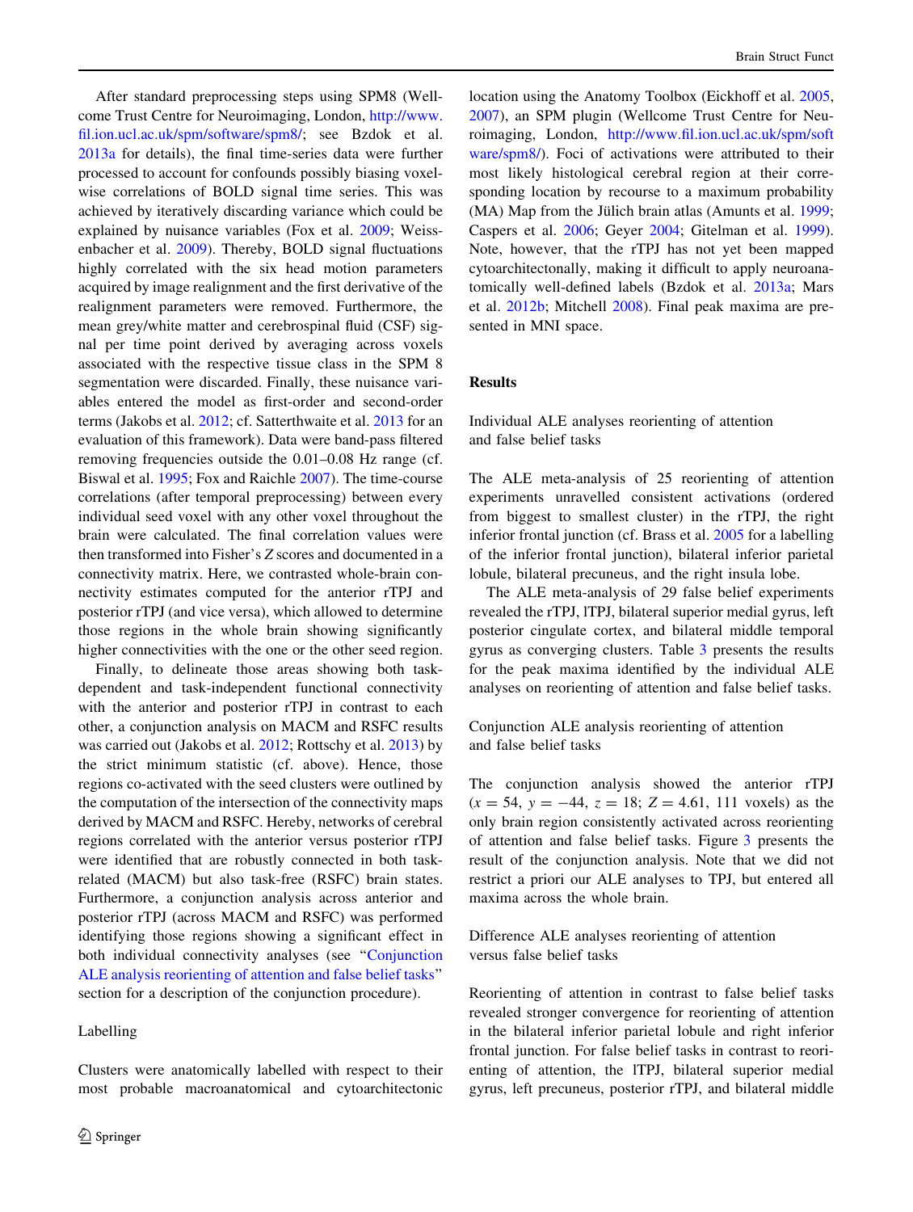After standard preprocessing steps using SPM8 (Wellcome Trust Centre for Neuroimaging, London, http://www.fil.ion.ucl.ac.uk/spm/software/spm8/; see Bzdok et al. 2013a for details), the final time-series data were further processed to account for confounds possibly biasing voxel-wise correlations of BOLD signal time series. This was achieved by iteratively discarding variance which could be explained by nuisance variables (Fox et al. 2009; Weissenbacher et al. 2009). Thereby, BOLD signal fluctuations highly correlated with the six head motion parameters acquired by image realignment and the first derivative of the realignment parameters were removed. Furthermore, the mean grey/white matter and cerebrospinal fluid (CSF) signal per time point derived by averaging across voxels associated with the respective tissue class in the SPM 8 segmentation were discarded. Finally, these nuisance variables entered the model as first-order and second-order terms (Jakobs et al. 2012; cf. Satterthwaite et al. 2013 for an evaluation of this framework). Data were band-pass filtered removing frequencies outside the 0.01–0.08 Hz range (cf. Biswal et al. 1995; Fox and Raichle 2007). The time-course correlations (after temporal preprocessing) between every individual seed voxel with any other voxel throughout the brain were calculated. The final correlation values were then transformed into Fisher's $Z$ scores and documented in a connectivity matrix. Here, we contrasted whole-brain connectivity estimates computed for the anterior rTPJ and posterior rTPJ (and vice versa), which allowed to determine those regions in the whole brain showing significantly higher connectivities with the one or the other seed region.

Finally, to delineate those areas showing both task-dependent and task-independent functional connectivity with the anterior and posterior rTPJ in contrast to each other, a conjunction analysis on MACM and RSFC results was carried out (Jakobs et al. 2012; Rottschy et al. 2013) by the strict minimum statistic (cf. above). Hence, those regions co-activated with the seed clusters were outlined by the computation of the intersection of the connectivity maps derived by MACM and RSFC. Hereby, networks of cerebral regions correlated with the anterior versus posterior rTPJ were identified that are robustly connected in both task-related (MACM) but also task-free (RSFC) brain states. Furthermore, a conjunction analysis across anterior and posterior rTPJ (across MACM and RSFC) was performed identifying those regions showing a significant effect in both individual connectivity analyses (see "Conjunction ALE analysis reorienting of attention and false belief tasks" section for a description of the conjunction procedure).

### Labelling

Clusters were anatomically labelled with respect to their most probable macroanatomical and cytoarchitectonic location using the Anatomy Toolbox (Eickhoff et al. 2005, 2007), an SPM plugin (Wellcome Trust Centre for Neuroimaging, London, http://www.fil.ion.ucl.ac.uk/spm/software/spm8/). Foci of activations were attributed to their most likely histological cerebral region at their corresponding location by recourse to a maximum probability (MA) Map from the Jülich brain atlas (Amunts et al. 1999; Caspers et al. 2006; Geyer 2004; Gitelman et al. 1999). Note, however, that the rTPJ has not yet been mapped cytoarchitectonically, making it difficult to apply neuroanatomically well-defined labels (Bzdok et al. 2013a; Mars et al. 2012b; Mitchell 2008). Final peak maxima are presented in MNI space.

## Results

### Individual ALE analyses reorienting of attention and false belief tasks

The ALE meta-analysis of 25 reorienting of attention experiments unravelled consistent activations (ordered from biggest to smallest cluster) in the rTPJ, the right inferior frontal junction (cf. Brass et al. 2005 for a labelling of the inferior frontal junction), bilateral inferior parietal lobule, bilateral precuneus, and the right insula lobe.

The ALE meta-analysis of 29 false belief experiments revealed the rTPJ, lTPJ, bilateral superior medial gyrus, left posterior cingulate cortex, and bilateral middle temporal gyrus as converging clusters. Table 3 presents the results for the peak maxima identified by the individual ALE analyses on reorienting of attention and false belief tasks.

### Conjunction ALE analysis reorienting of attention and false belief tasks

The conjunction analysis showed the anterior rTPJ ($x = 54$, $y = -44$, $z = 18$; $Z = 4.61$, 111 voxels) as the only brain region consistently activated across reorienting of attention and false belief tasks. Figure 3 presents the result of the conjunction analysis. Note that we did not restrict a priori our ALE analyses to TPJ, but entered all maxima across the whole brain.

### Difference ALE analyses reorienting of attention versus false belief tasks

Reorienting of attention in contrast to false belief tasks revealed stronger convergence for reorienting of attention in the bilateral inferior parietal lobule and right inferior frontal junction. For false belief tasks in contrast to reorienting of attention, the lTPJ, bilateral superior medial gyrus, left precuneus, posterior rTPJ, and bilateral middle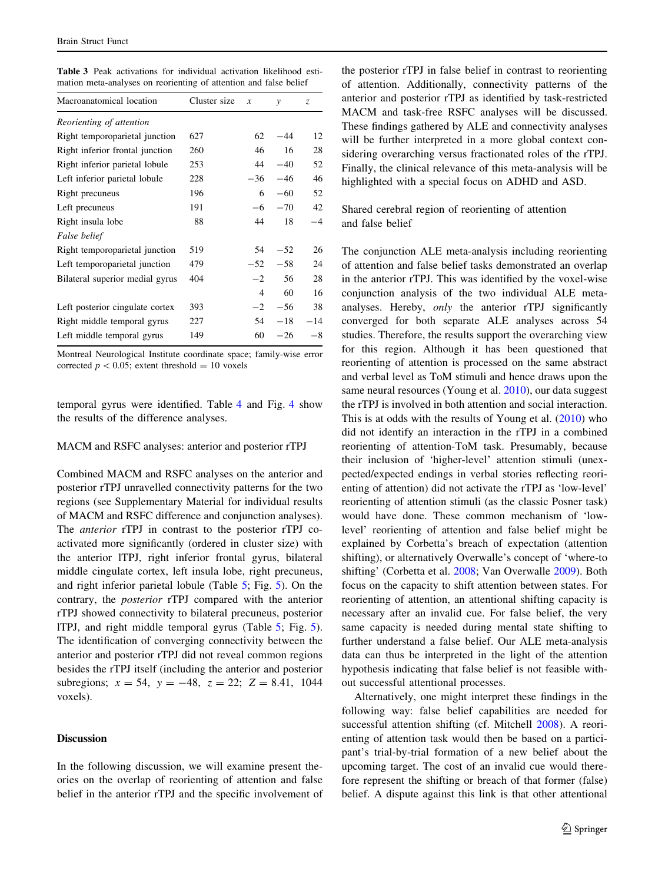**Table 3** Peak activations for individual activation likelihood estimation meta-analyses on reorienting of attention and false belief

| Macroanatomical location | Cluster size | x | y | z |
|---|---|---|---|---|
| *Reorienting of attention* | | | | |
| Right temporoparietal junction | 627 | 62 | −44 | 12 |
| Right inferior frontal junction | 260 | 46 | 16 | 28 |
| Right inferior parietal lobule | 253 | 44 | −40 | 52 |
| Left inferior parietal lobule | 228 | −36 | −46 | 46 |
| Right precuneus | 196 | 6 | −60 | 52 |
| Left precuneus | 191 | −6 | −70 | 42 |
| Right insula lobe | 88 | 44 | 18 | −4 |
| *False belief* | | | | |
| Right temporoparietal junction | 519 | 54 | −52 | 26 |
| Left temporoparietal junction | 479 | −52 | −58 | 24 |
| Bilateral superior medial gyrus | 404 | −2 | 56 | 28 |
| | | 4 | 60 | 16 |
| Left posterior cingulate cortex | 393 | −2 | −56 | 38 |
| Right middle temporal gyrus | 227 | 54 | −18 | −14 |
| Left middle temporal gyrus | 149 | 60 | −26 | −8 |

Montreal Neurological Institute coordinate space; family-wise error corrected $p < 0.05$; extent threshold = 10 voxels

temporal gyrus were identified. Table 4 and Fig. 4 show the results of the difference analyses.

### MACM and RSFC analyses: anterior and posterior rTPJ

Combined MACM and RSFC analyses on the anterior and posterior rTPJ unravelled connectivity patterns for the two regions (see Supplementary Material for individual results of MACM and RSFC difference and conjunction analyses). The *anterior* rTPJ in contrast to the posterior rTPJ coactivated more significantly (ordered in cluster size) with the anterior lTPJ, right inferior frontal gyrus, bilateral middle cingulate cortex, left insula lobe, right precuneus, and right inferior parietal lobule (Table 5; Fig. 5). On the contrary, the *posterior* rTPJ compared with the anterior rTPJ showed connectivity to bilateral precuneus, posterior lTPJ, and right middle temporal gyrus (Table 5; Fig. 5). The identification of converging connectivity between the anterior and posterior rTPJ did not reveal common regions besides the rTPJ itself (including the anterior and posterior subregions; $x = 54$, $y = -48$, $z = 22$; $Z = 8.41$, 1044 voxels).

## Discussion

In the following discussion, we will examine present theories on the overlap of reorienting of attention and false belief in the anterior rTPJ and the specific involvement of the posterior rTPJ in false belief in contrast to reorienting of attention. Additionally, connectivity patterns of the anterior and posterior rTPJ as identified by task-restricted MACM and task-free RSFC analyses will be discussed. These findings gathered by ALE and connectivity analyses will be further interpreted in a more global context considering overarching versus fractionated roles of the rTPJ. Finally, the clinical relevance of this meta-analysis will be highlighted with a special focus on ADHD and ASD.

### Shared cerebral region of reorienting of attention and false belief

The conjunction ALE meta-analysis including reorienting of attention and false belief tasks demonstrated an overlap in the anterior rTPJ. This was identified by the voxel-wise conjunction analysis of the two individual ALE meta-analyses. Hereby, *only* the anterior rTPJ significantly converged for both separate ALE analyses across 54 studies. Therefore, the results support the overarching view for this region. Although it has been questioned that reorienting of attention is processed on the same abstract and verbal level as ToM stimuli and hence draws upon the same neural resources (Young et al. 2010), our data suggest the rTPJ is involved in both attention and social interaction. This is at odds with the results of Young et al. (2010) who did not identify an interaction in the rTPJ in a combined reorienting of attention-ToM task. Presumably, because their inclusion of 'higher-level' attention stimuli (unexpected/expected endings in verbal stories reflecting reorienting of attention) did not activate the rTPJ as 'low-level' reorienting of attention stimuli (as the classic Posner task) would have done. These common mechanism of 'low-level' reorienting of attention and false belief might be explained by Corbetta's breach of expectation (attention shifting), or alternatively Overwalle's concept of 'where-to shifting' (Corbetta et al. 2008; Van Overwalle 2009). Both focus on the capacity to shift attention between states. For reorienting of attention, an attentional shifting capacity is necessary after an invalid cue. For false belief, the very same capacity is needed during mental state shifting to further understand a false belief. Our ALE meta-analysis data can thus be interpreted in the light of the attention hypothesis indicating that false belief is not feasible without successful attentional processes.

Alternatively, one might interpret these findings in the following way: false belief capabilities are needed for successful attention shifting (cf. Mitchell 2008). A reorienting of attention task would then be based on a participant's trial-by-trial formation of a new belief about the upcoming target. The cost of an invalid cue would therefore represent the shifting or breach of that former (false) belief. A dispute against this link is that other attentional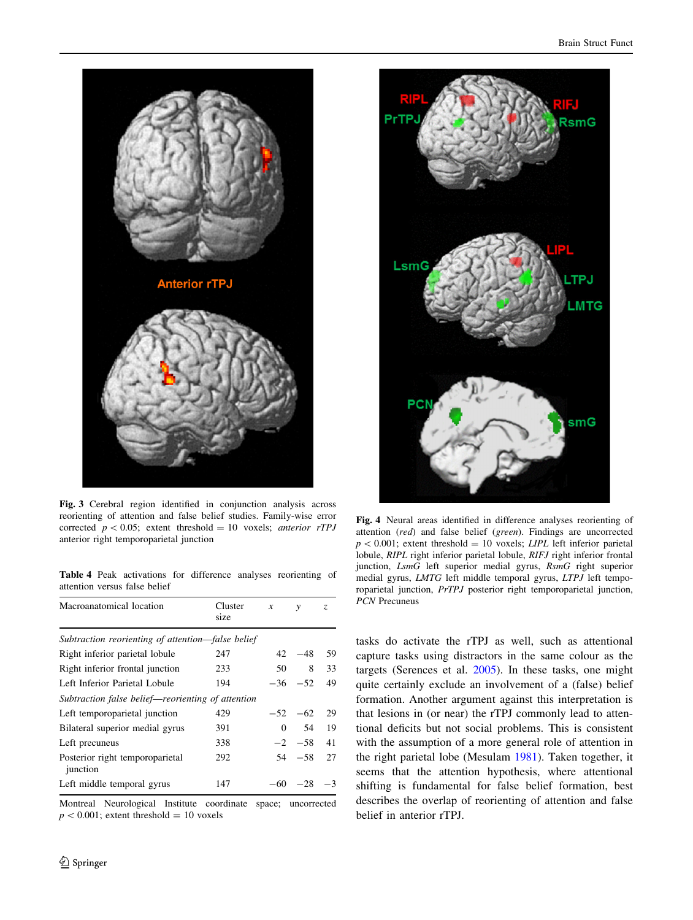Fig. 3 Cerebral region identified in conjunction analysis across reorienting of attention and false belief studies. Family-wise error corrected $p < 0.05$; extent threshold = 10 voxels; *anterior rTPJ* anterior right temporoparietal junction

Table 4 Peak activations for difference analyses reorienting of attention versus false belief

| Macroanatomical location | Cluster size | x | y | z |
|---|---|---|---|---|
| *Subtraction reorienting of attention—false belief* | | | | |
| Right inferior parietal lobule | 247 | 42 | −48 | 59 |
| Right inferior frontal junction | 233 | 50 | 8 | 33 |
| Left Inferior Parietal Lobule | 194 | −36 | −52 | 49 |
| *Subtraction false belief—reorienting of attention* | | | | |
| Left temporoparietal junction | 429 | −52 | −62 | 29 |
| Bilateral superior medial gyrus | 391 | 0 | 54 | 19 |
| Left precuneus | 338 | −2 | −58 | 41 |
| Posterior right temporoparietal junction | 292 | 54 | −58 | 27 |
| Left middle temporal gyrus | 147 | −60 | −28 | −3 |

Montreal Neurological Institute coordinate space; uncorrected $p < 0.001$; extent threshold = 10 voxels

Fig. 4 Neural areas identified in difference analyses reorienting of attention (*red*) and false belief (*green*). Findings are uncorrected $p < 0.001$; extent threshold = 10 voxels; *LIPL* left inferior parietal lobule, *RIPL* right inferior parietal lobule, *RIFJ* right inferior frontal junction, *LsmG* left superior medial gyrus, *RsmG* right superior medial gyrus, *LMTG* left middle temporal gyrus, *LTPJ* left temporoparietal junction, *PrTPJ* posterior right temporoparietal junction, *PCN* Precuneus

tasks do activate the rTPJ as well, such as attentional capture tasks using distractors in the same colour as the targets (Serences et al. 2005). In these tasks, one might quite certainly exclude an involvement of a (false) belief formation. Another argument against this interpretation is that lesions in (or near) the rTPJ commonly lead to attentional deficits but not social problems. This is consistent with the assumption of a more general role of attention in the right parietal lobe (Mesulam 1981). Taken together, it seems that the attention hypothesis, where attentional shifting is fundamental for false belief formation, best describes the overlap of reorienting of attention and false belief in anterior rTPJ.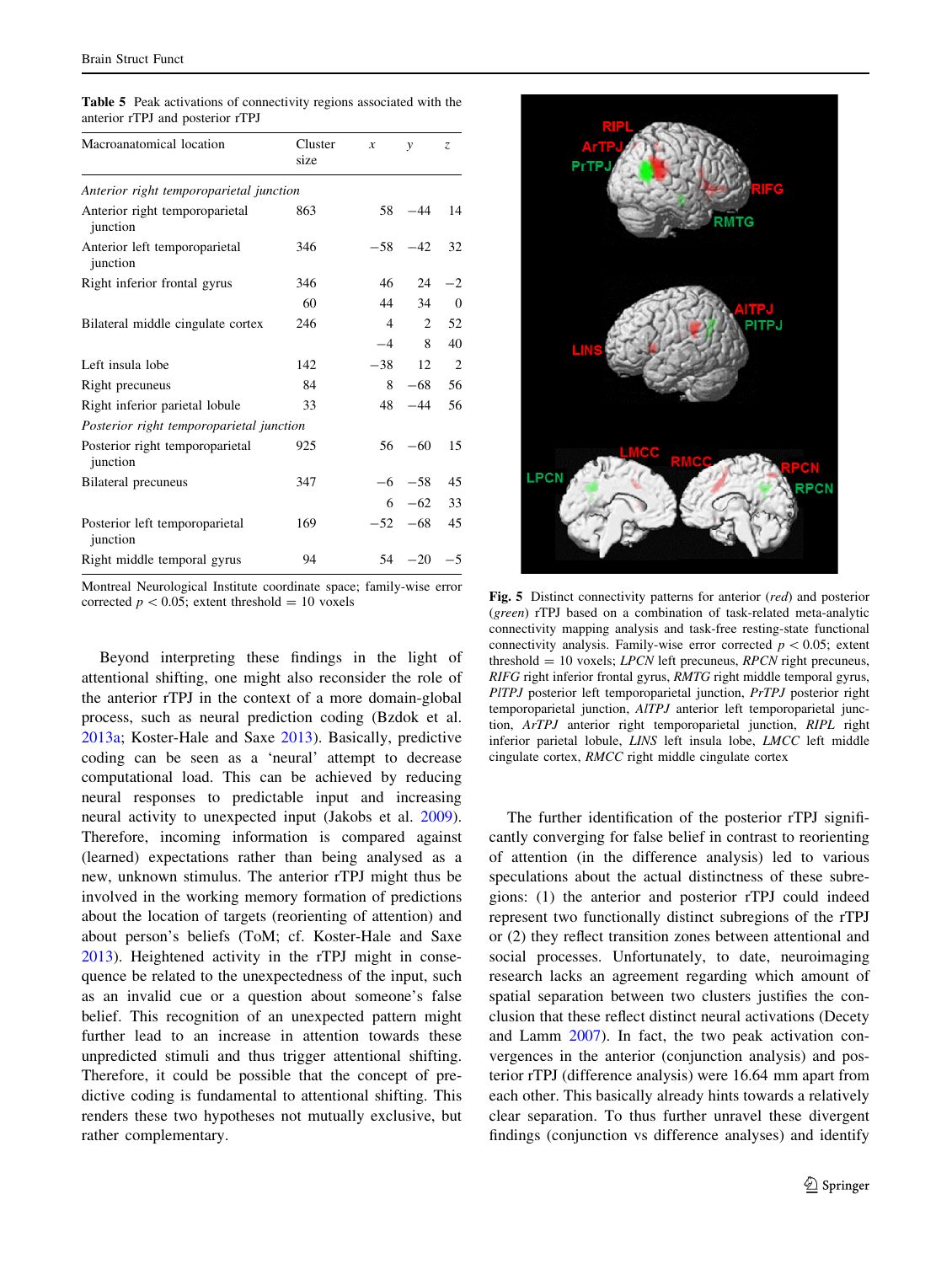**Table 5** Peak activations of connectivity regions associated with the anterior rTPJ and posterior rTPJ

| Macroanatomical location | Cluster size | x | y | z |
|---|---|---|---|---|
| *Anterior right temporoparietal junction* | | | | |
| Anterior right temporoparietal junction | 863 | 58 | −44 | 14 |
| Anterior left temporoparietal junction | 346 | −58 | −42 | 32 |
| Right inferior frontal gyrus | 346 | 46 | 24 | −2 |
| | 60 | 44 | 34 | 0 |
| Bilateral middle cingulate cortex | 246 | 4 | 2 | 52 |
| | | −4 | 8 | 40 |
| Left insula lobe | 142 | −38 | 12 | 2 |
| Right precuneus | 84 | 8 | −68 | 56 |
| Right inferior parietal lobule | 33 | 48 | −44 | 56 |
| *Posterior right temporoparietal junction* | | | | |
| Posterior right temporoparietal junction | 925 | 56 | −60 | 15 |
| Bilateral precuneus | 347 | −6 | −58 | 45 |
| | | 6 | −62 | 33 |
| Posterior left temporoparietal junction | 169 | −52 | −68 | 45 |
| Right middle temporal gyrus | 94 | 54 | −20 | −5 |

Montreal Neurological Institute coordinate space; family-wise error corrected $p < 0.05$; extent threshold = 10 voxels

Beyond interpreting these findings in the light of attentional shifting, one might also reconsider the role of the anterior rTPJ in the context of a more domain-global process, such as neural prediction coding (Bzdok et al. 2013a; Koster-Hale and Saxe 2013). Basically, predictive coding can be seen as a 'neural' attempt to decrease computational load. This can be achieved by reducing neural responses to predictable input and increasing neural activity to unexpected input (Jakobs et al. 2009). Therefore, incoming information is compared against (learned) expectations rather than being analysed as a new, unknown stimulus. The anterior rTPJ might thus be involved in the working memory formation of predictions about the location of targets (reorienting of attention) and about person's beliefs (ToM; cf. Koster-Hale and Saxe 2013). Heightened activity in the rTPJ might in consequence be related to the unexpectedness of the input, such as an invalid cue or a question about someone's false belief. This recognition of an unexpected pattern might further lead to an increase in attention towards these unpredicted stimuli and thus trigger attentional shifting. Therefore, it could be possible that the concept of predictive coding is fundamental to attentional shifting. This renders these two hypotheses not mutually exclusive, but rather complementary.

**Fig. 5** Distinct connectivity patterns for anterior (*red*) and posterior (*green*) rTPJ based on a combination of task-related meta-analytic connectivity mapping analysis and task-free resting-state functional connectivity analysis. Family-wise error corrected $p < 0.05$; extent threshold = 10 voxels; *LPCN* left precuneus, *RPCN* right precuneus, *RIFG* right inferior frontal gyrus, *RMTG* right middle temporal gyrus, *PlTPJ* posterior left temporoparietal junction, *PrTPJ* posterior right temporoparietal junction, *AlTPJ* anterior left temporoparietal junction, *ArTPJ* anterior right temporoparietal junction, *RIPL* right inferior parietal lobule, *LINS* left insula lobe, *LMCC* left middle cingulate cortex, *RMCC* right middle cingulate cortex

The further identification of the posterior rTPJ significantly converging for false belief in contrast to reorienting of attention (in the difference analysis) led to various speculations about the actual distinctness of these subregions: (1) the anterior and posterior rTPJ could indeed represent two functionally distinct subregions of the rTPJ or (2) they reflect transition zones between attentional and social processes. Unfortunately, to date, neuroimaging research lacks an agreement regarding which amount of spatial separation between two clusters justifies the conclusion that these reflect distinct neural activations (Decety and Lamm 2007). In fact, the two peak activation convergences in the anterior (conjunction analysis) and posterior rTPJ (difference analysis) were 16.64 mm apart from each other. This basically already hints towards a relatively clear separation. To thus further unravel these divergent findings (conjunction vs difference analyses) and identify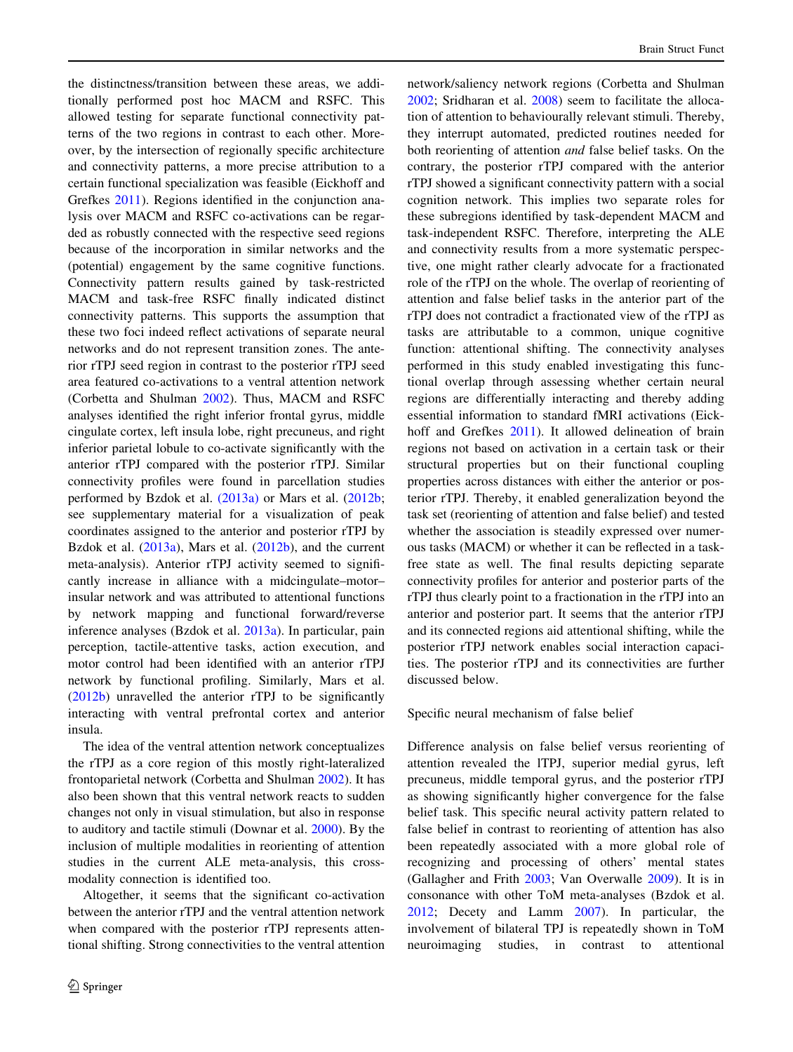the distinctness/transition between these areas, we additionally performed post hoc MACM and RSFC. This allowed testing for separate functional connectivity patterns of the two regions in contrast to each other. Moreover, by the intersection of regionally specific architecture and connectivity patterns, a more precise attribution to a certain functional specialization was feasible (Eickhoff and Grefkes 2011). Regions identified in the conjunction analysis over MACM and RSFC co-activations can be regarded as robustly connected with the respective seed regions because of the incorporation in similar networks and the (potential) engagement by the same cognitive functions. Connectivity pattern results gained by task-restricted MACM and task-free RSFC finally indicated distinct connectivity patterns. This supports the assumption that these two foci indeed reflect activations of separate neural networks and do not represent transition zones. The anterior rTPJ seed region in contrast to the posterior rTPJ seed area featured co-activations to a ventral attention network (Corbetta and Shulman 2002). Thus, MACM and RSFC analyses identified the right inferior frontal gyrus, middle cingulate cortex, left insula lobe, right precuneus, and right inferior parietal lobule to co-activate significantly with the anterior rTPJ compared with the posterior rTPJ. Similar connectivity profiles were found in parcellation studies performed by Bzdok et al. (2013a) or Mars et al. (2012b; see supplementary material for a visualization of peak coordinates assigned to the anterior and posterior rTPJ by Bzdok et al. (2013a), Mars et al. (2012b), and the current meta-analysis). Anterior rTPJ activity seemed to significantly increase in alliance with a midcingulate–motor–insular network and was attributed to attentional functions by network mapping and functional forward/reverse inference analyses (Bzdok et al. 2013a). In particular, pain perception, tactile-attentive tasks, action execution, and motor control had been identified with an anterior rTPJ network by functional profiling. Similarly, Mars et al. (2012b) unravelled the anterior rTPJ to be significantly interacting with ventral prefrontal cortex and anterior insula.

The idea of the ventral attention network conceptualizes the rTPJ as a core region of this mostly right-lateralized frontoparietal network (Corbetta and Shulman 2002). It has also been shown that this ventral network reacts to sudden changes not only in visual stimulation, but also in response to auditory and tactile stimuli (Downar et al. 2000). By the inclusion of multiple modalities in reorienting of attention studies in the current ALE meta-analysis, this cross-modality connection is identified too.

Altogether, it seems that the significant co-activation between the anterior rTPJ and the ventral attention network when compared with the posterior rTPJ represents attentional shifting. Strong connectivities to the ventral attention network/saliency network regions (Corbetta and Shulman 2002; Sridharan et al. 2008) seem to facilitate the allocation of attention to behaviourally relevant stimuli. Thereby, they interrupt automated, predicted routines needed for both reorienting of attention *and* false belief tasks. On the contrary, the posterior rTPJ compared with the anterior rTPJ showed a significant connectivity pattern with a social cognition network. This implies two separate roles for these subregions identified by task-dependent MACM and task-independent RSFC. Therefore, interpreting the ALE and connectivity results from a more systematic perspective, one might rather clearly advocate for a fractionated role of the rTPJ on the whole. The overlap of reorienting of attention and false belief tasks in the anterior part of the rTPJ does not contradict a fractionated view of the rTPJ as tasks are attributable to a common, unique cognitive function: attentional shifting. The connectivity analyses performed in this study enabled investigating this functional overlap through assessing whether certain neural regions are differentially interacting and thereby adding essential information to standard fMRI activations (Eickhoff and Grefkes 2011). It allowed delineation of brain regions not based on activation in a certain task or their structural properties but on their functional coupling properties across distances with either the anterior or posterior rTPJ. Thereby, it enabled generalization beyond the task set (reorienting of attention and false belief) and tested whether the association is steadily expressed over numerous tasks (MACM) or whether it can be reflected in a task-free state as well. The final results depicting separate connectivity profiles for anterior and posterior parts of the rTPJ thus clearly point to a fractionation in the rTPJ into an anterior and posterior part. It seems that the anterior rTPJ and its connected regions aid attentional shifting, while the posterior rTPJ network enables social interaction capacities. The posterior rTPJ and its connectivities are further discussed below.

### Specific neural mechanism of false belief

Difference analysis on false belief versus reorienting of attention revealed the lTPJ, superior medial gyrus, left precuneus, middle temporal gyrus, and the posterior rTPJ as showing significantly higher convergence for the false belief task. This specific neural activity pattern related to false belief in contrast to reorienting of attention has also been repeatedly associated with a more global role of recognizing and processing of others' mental states (Gallagher and Frith 2003; Van Overwalle 2009). It is in consonance with other ToM meta-analyses (Bzdok et al. 2012; Decety and Lamm 2007). In particular, the involvement of bilateral TPJ is repeatedly shown in ToM neuroimaging studies, in contrast to attentional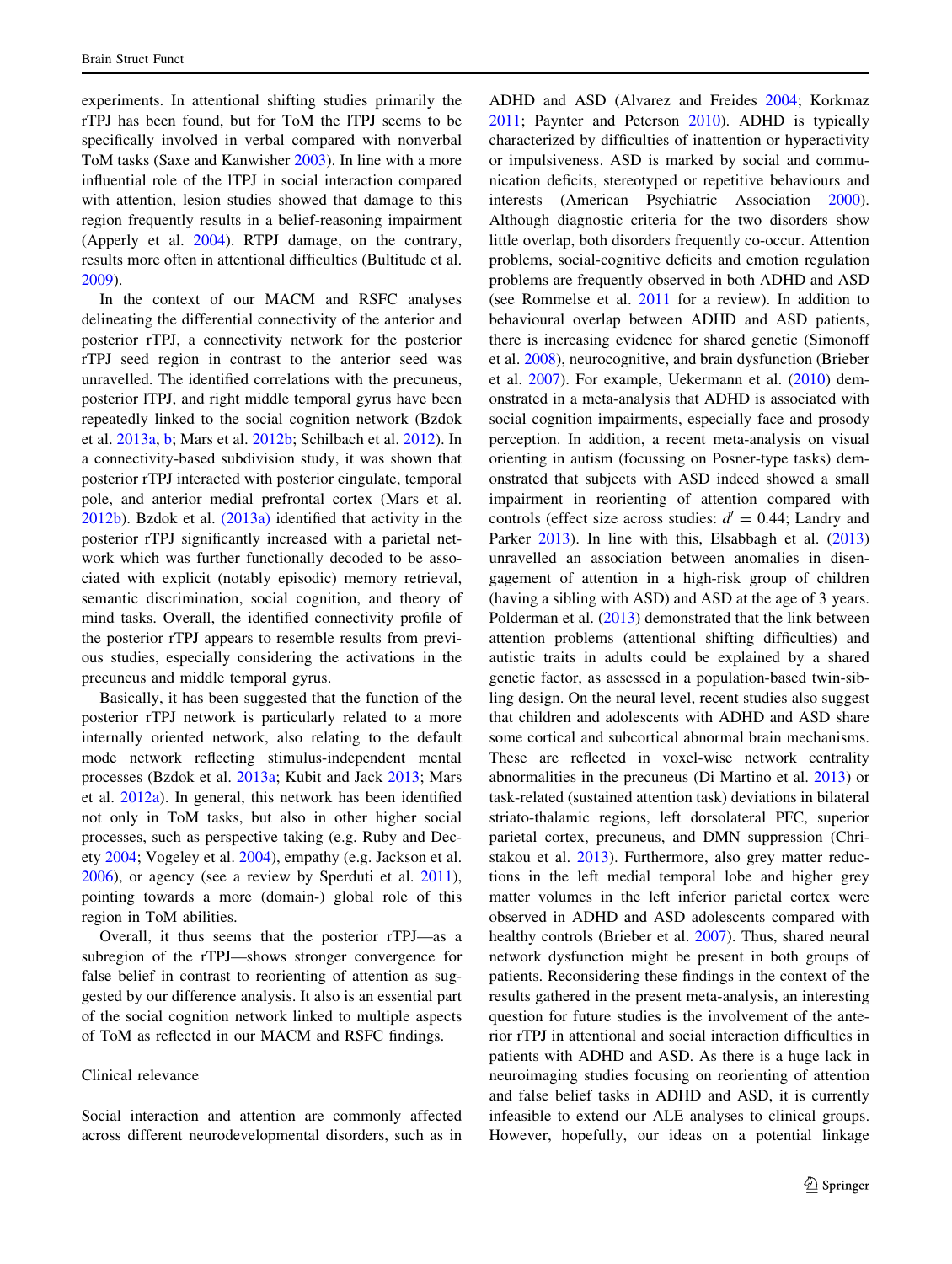experiments. In attentional shifting studies primarily the rTPJ has been found, but for ToM the lTPJ seems to be specifically involved in verbal compared with nonverbal ToM tasks (Saxe and Kanwisher 2003). In line with a more influential role of the lTPJ in social interaction compared with attention, lesion studies showed that damage to this region frequently results in a belief-reasoning impairment (Apperly et al. 2004). RTPJ damage, on the contrary, results more often in attentional difficulties (Bultitude et al. 2009).

In the context of our MACM and RSFC analyses delineating the differential connectivity of the anterior and posterior rTPJ, a connectivity network for the posterior rTPJ seed region in contrast to the anterior seed was unravelled. The identified correlations with the precuneus, posterior lTPJ, and right middle temporal gyrus have been repeatedly linked to the social cognition network (Bzdok et al. 2013a, b; Mars et al. 2012b; Schilbach et al. 2012). In a connectivity-based subdivision study, it was shown that posterior rTPJ interacted with posterior cingulate, temporal pole, and anterior medial prefrontal cortex (Mars et al. 2012b). Bzdok et al. (2013a) identified that activity in the posterior rTPJ significantly increased with a parietal network which was further functionally decoded to be associated with explicit (notably episodic) memory retrieval, semantic discrimination, social cognition, and theory of mind tasks. Overall, the identified connectivity profile of the posterior rTPJ appears to resemble results from previous studies, especially considering the activations in the precuneus and middle temporal gyrus.

Basically, it has been suggested that the function of the posterior rTPJ network is particularly related to a more internally oriented network, also relating to the default mode network reflecting stimulus-independent mental processes (Bzdok et al. 2013a; Kubit and Jack 2013; Mars et al. 2012a). In general, this network has been identified not only in ToM tasks, but also in other higher social processes, such as perspective taking (e.g. Ruby and Decety 2004; Vogeley et al. 2004), empathy (e.g. Jackson et al. 2006), or agency (see a review by Sperduti et al. 2011), pointing towards a more (domain-) global role of this region in ToM abilities.

Overall, it thus seems that the posterior rTPJ—as a subregion of the rTPJ—shows stronger convergence for false belief in contrast to reorienting of attention as suggested by our difference analysis. It also is an essential part of the social cognition network linked to multiple aspects of ToM as reflected in our MACM and RSFC findings.

## Clinical relevance

Social interaction and attention are commonly affected across different neurodevelopmental disorders, such as in ADHD and ASD (Alvarez and Freides 2004; Korkmaz 2011; Paynter and Peterson 2010). ADHD is typically characterized by difficulties of inattention or hyperactivity or impulsiveness. ASD is marked by social and communication deficits, stereotyped or repetitive behaviours and interests (American Psychiatric Association 2000). Although diagnostic criteria for the two disorders show little overlap, both disorders frequently co-occur. Attention problems, social-cognitive deficits and emotion regulation problems are frequently observed in both ADHD and ASD (see Rommelse et al. 2011 for a review). In addition to behavioural overlap between ADHD and ASD patients, there is increasing evidence for shared genetic (Simonoff et al. 2008), neurocognitive, and brain dysfunction (Brieber et al. 2007). For example, Uekermann et al. (2010) demonstrated in a meta-analysis that ADHD is associated with social cognition impairments, especially face and prosody perception. In addition, a recent meta-analysis on visual orienting in autism (focussing on Posner-type tasks) demonstrated that subjects with ASD indeed showed a small impairment in reorienting of attention compared with controls (effect size across studies: $d' = 0.44$; Landry and Parker 2013). In line with this, Elsabbagh et al. (2013) unravelled an association between anomalies in disengagement of attention in a high-risk group of children (having a sibling with ASD) and ASD at the age of 3 years. Polderman et al. (2013) demonstrated that the link between attention problems (attentional shifting difficulties) and autistic traits in adults could be explained by a shared genetic factor, as assessed in a population-based twin-sibling design. On the neural level, recent studies also suggest that children and adolescents with ADHD and ASD share some cortical and subcortical abnormal brain mechanisms. These are reflected in voxel-wise network centrality abnormalities in the precuneus (Di Martino et al. 2013) or task-related (sustained attention task) deviations in bilateral striato-thalamic regions, left dorsolateral PFC, superior parietal cortex, precuneus, and DMN suppression (Christakou et al. 2013). Furthermore, also grey matter reductions in the left medial temporal lobe and higher grey matter volumes in the left inferior parietal cortex were observed in ADHD and ASD adolescents compared with healthy controls (Brieber et al. 2007). Thus, shared neural network dysfunction might be present in both groups of patients. Reconsidering these findings in the context of the results gathered in the present meta-analysis, an interesting question for future studies is the involvement of the anterior rTPJ in attentional and social interaction difficulties in patients with ADHD and ASD. As there is a huge lack in neuroimaging studies focusing on reorienting of attention and false belief tasks in ADHD and ASD, it is currently infeasible to extend our ALE analyses to clinical groups. However, hopefully, our ideas on a potential linkage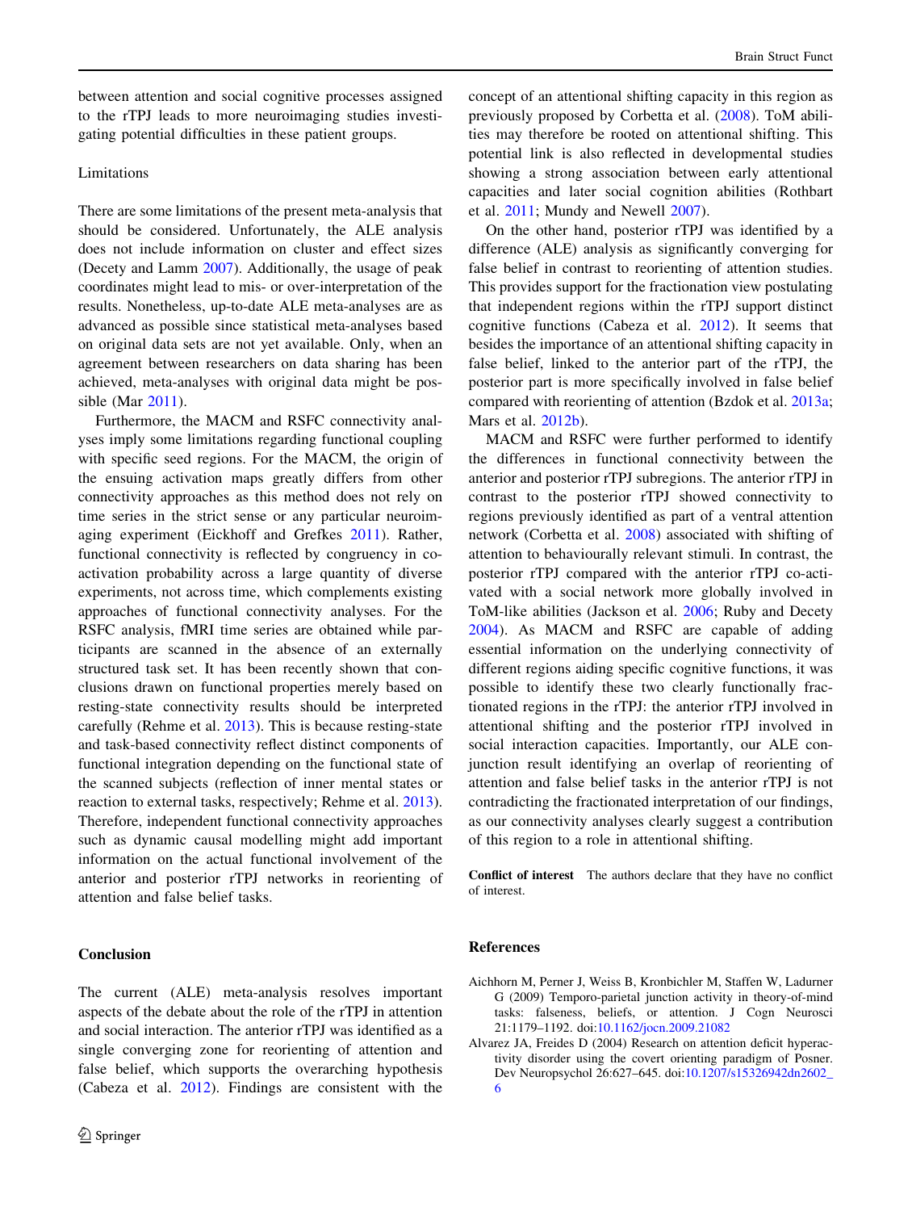between attention and social cognitive processes assigned to the rTPJ leads to more neuroimaging studies investigating potential difficulties in these patient groups.

### Limitations

There are some limitations of the present meta-analysis that should be considered. Unfortunately, the ALE analysis does not include information on cluster and effect sizes (Decety and Lamm 2007). Additionally, the usage of peak coordinates might lead to mis- or over-interpretation of the results. Nonetheless, up-to-date ALE meta-analyses are as advanced as possible since statistical meta-analyses based on original data sets are not yet available. Only, when an agreement between researchers on data sharing has been achieved, meta-analyses with original data might be possible (Mar 2011).

Furthermore, the MACM and RSFC connectivity analyses imply some limitations regarding functional coupling with specific seed regions. For the MACM, the origin of the ensuing activation maps greatly differs from other connectivity approaches as this method does not rely on time series in the strict sense or any particular neuroimaging experiment (Eickhoff and Grefkes 2011). Rather, functional connectivity is reflected by congruency in co-activation probability across a large quantity of diverse experiments, not across time, which complements existing approaches of functional connectivity analyses. For the RSFC analysis, fMRI time series are obtained while participants are scanned in the absence of an externally structured task set. It has been recently shown that conclusions drawn on functional properties merely based on resting-state connectivity results should be interpreted carefully (Rehme et al. 2013). This is because resting-state and task-based connectivity reflect distinct components of functional integration depending on the functional state of the scanned subjects (reflection of inner mental states or reaction to external tasks, respectively; Rehme et al. 2013). Therefore, independent functional connectivity approaches such as dynamic causal modelling might add important information on the actual functional involvement of the anterior and posterior rTPJ networks in reorienting of attention and false belief tasks.

## Conclusion

The current (ALE) meta-analysis resolves important aspects of the debate about the role of the rTPJ in attention and social interaction. The anterior rTPJ was identified as a single converging zone for reorienting of attention and false belief, which supports the overarching hypothesis (Cabeza et al. 2012). Findings are consistent with the concept of an attentional shifting capacity in this region as previously proposed by Corbetta et al. (2008). ToM abilities may therefore be rooted on attentional shifting. This potential link is also reflected in developmental studies showing a strong association between early attentional capacities and later social cognition abilities (Rothbart et al. 2011; Mundy and Newell 2007).

On the other hand, posterior rTPJ was identified by a difference (ALE) analysis as significantly converging for false belief in contrast to reorienting of attention studies. This provides support for the fractionation view postulating that independent regions within the rTPJ support distinct cognitive functions (Cabeza et al. 2012). It seems that besides the importance of an attentional shifting capacity in false belief, linked to the anterior part of the rTPJ, the posterior part is more specifically involved in false belief compared with reorienting of attention (Bzdok et al. 2013a; Mars et al. 2012b).

MACM and RSFC were further performed to identify the differences in functional connectivity between the anterior and posterior rTPJ subregions. The anterior rTPJ in contrast to the posterior rTPJ showed connectivity to regions previously identified as part of a ventral attention network (Corbetta et al. 2008) associated with shifting of attention to behaviourally relevant stimuli. In contrast, the posterior rTPJ compared with the anterior rTPJ co-activated with a social network more globally involved in ToM-like abilities (Jackson et al. 2006; Ruby and Decety 2004). As MACM and RSFC are capable of adding essential information on the underlying connectivity of different regions aiding specific cognitive functions, it was possible to identify these two clearly functionally fractionated regions in the rTPJ: the anterior rTPJ involved in attentional shifting and the posterior rTPJ involved in social interaction capacities. Importantly, our ALE conjunction result identifying an overlap of reorienting of attention and false belief tasks in the anterior rTPJ is not contradicting the fractionated interpretation of our findings, as our connectivity analyses clearly suggest a contribution of this region to a role in attentional shifting.

**Conflict of interest** The authors declare that they have no conflict of interest.

## References

Aichhorn M, Perner J, Weiss B, Kronbichler M, Staffen W, Ladurner G (2009) Temporo-parietal junction activity in theory-of-mind tasks: falseness, beliefs, or attention. J Cogn Neurosci 21:1179–1192. doi:10.1162/jocn.2009.21082

Alvarez JA, Freides D (2004) Research on attention deficit hyperactivity disorder using the covert orienting paradigm of Posner. Dev Neuropsychol 26:627–645. doi:10.1207/s15326942dn2602_6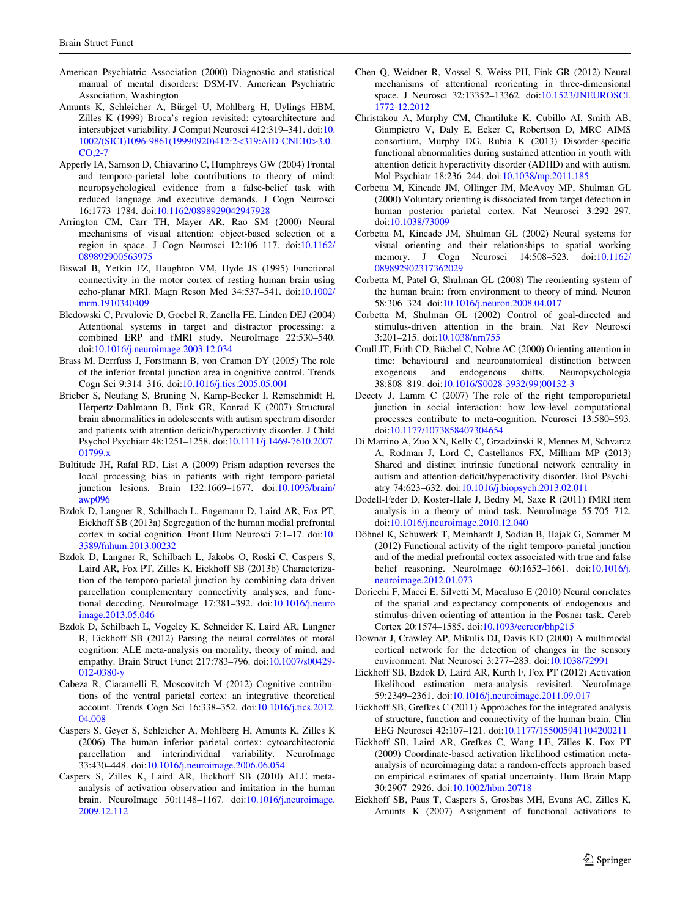American Psychiatric Association (2000) Diagnostic and statistical manual of mental disorders: DSM-IV. American Psychiatric Association, Washington

Amunts K, Schleicher A, Bürgel U, Mohlberg H, Uylings HBM, Zilles K (1999) Broca's region revisited: cytoarchitecture and intersubject variability. J Comput Neurosci 412:319–341. doi:10.1002/(SICI)1096-9861(19990920)412:2<319:AID-CNE10>3.0.CO;2-7

Apperly IA, Samson D, Chiavarino C, Humphreys GW (2004) Frontal and temporo-parietal lobe contributions to theory of mind: neuropsychological evidence from a false-belief task with reduced language and executive demands. J Cogn Neurosci 16:1773–1784. doi:10.1162/0898929042947928

Arrington CM, Carr TH, Mayer AR, Rao SM (2000) Neural mechanisms of visual attention: object-based selection of a region in space. J Cogn Neurosci 12:106–117. doi:10.1162/089892900563975

Biswal B, Yetkin FZ, Haughton VM, Hyde JS (1995) Functional connectivity in the motor cortex of resting human brain using echo-planar MRI. Magn Reson Med 34:537–541. doi:10.1002/mrm.1910340409

Bledowski C, Prvulovic D, Goebel R, Zanella FE, Linden DEJ (2004) Attentional systems in target and distractor processing: a combined ERP and fMRI study. NeuroImage 22:530–540. doi:10.1016/j.neuroimage.2003.12.034

Brass M, Derrfuss J, Forstmann B, von Cramon DY (2005) The role of the inferior frontal junction area in cognitive control. Trends Cogn Sci 9:314–316. doi:10.1016/j.tics.2005.05.001

Brieber S, Neufang S, Bruning N, Kamp-Becker I, Remschmidt H, Herpertz-Dahlmann B, Fink GR, Konrad K (2007) Structural brain abnormalities in adolescents with autism spectrum disorder and patients with attention deficit/hyperactivity disorder. J Child Psychol Psychiatr 48:1251–1258. doi:10.1111/j.1469-7610.2007.01799.x

Bultitude JH, Rafal RD, List A (2009) Prism adaption reverses the local processing bias in patients with right temporo-parietal junction lesions. Brain 132:1669–1677. doi:10.1093/brain/awp096

Bzdok D, Langner R, Schilbach L, Engemann D, Laird AR, Fox PT, Eickhoff SB (2013a) Segregation of the human medial prefrontal cortex in social cognition. Front Hum Neurosci 7:1–17. doi:10.3389/fnhum.2013.00232

Bzdok D, Langner R, Schilbach L, Jakobs O, Roski C, Caspers S, Laird AR, Fox PT, Zilles K, Eickhoff SB (2013b) Characterization of the temporo-parietal junction by combining data-driven parcellation complementary connectivity analyses, and functional decoding. NeuroImage 17:381–392. doi:10.1016/j.neuroimage.2013.05.046

Bzdok D, Schilbach L, Vogeley K, Schneider K, Laird AR, Langner R, Eickhoff SB (2012) Parsing the neural correlates of moral cognition: ALE meta-analysis on morality, theory of mind, and empathy. Brain Struct Funct 217:783–796. doi:10.1007/s00429-012-0380-y

Cabeza R, Ciaramelli E, Moscovitch M (2012) Cognitive contributions of the ventral parietal cortex: an integrative theoretical account. Trends Cogn Sci 16:338–352. doi:10.1016/j.tics.2012.04.008

Caspers S, Geyer S, Schleicher A, Mohlberg H, Amunts K, Zilles K (2006) The human inferior parietal cortex: cytoarchitectonic parcellation and interindividual variability. NeuroImage 33:430–448. doi:10.1016/j.neuroimage.2006.06.054

Caspers S, Zilles K, Laird AR, Eickhoff SB (2010) ALE meta-analysis of activation observation and imitation in the human brain. NeuroImage 50:1148–1167. doi:10.1016/j.neuroimage.2009.12.112

Chen Q, Weidner R, Vossel S, Weiss PH, Fink GR (2012) Neural mechanisms of attentional reorienting in three-dimensional space. J Neurosci 32:13352–13362. doi:10.1523/JNEUROSCI.1772-12.2012

Christakou A, Murphy CM, Chantiluke K, Cubillo AI, Smith AB, Giampietro V, Daly E, Ecker C, Robertson D, MRC AIMS consortium, Murphy DG, Rubia K (2013) Disorder-specific functional abnormalities during sustained attention in youth with attention deficit hyperactivity disorder (ADHD) and with autism. Mol Psychiatr 18:236–244. doi:10.1038/mp.2011.185

Corbetta M, Kincade JM, Ollinger JM, McAvoy MP, Shulman GL (2000) Voluntary orienting is dissociated from target detection in human posterior parietal cortex. Nat Neurosci 3:292–297. doi:10.1038/73009

Corbetta M, Kincade JM, Shulman GL (2002) Neural systems for visual orienting and their relationships to spatial working memory. J Cogn Neurosci 14:508–523. doi:10.1162/089892902317362029

Corbetta M, Patel G, Shulman GL (2008) The reorienting system of the human brain: from environment to theory of mind. Neuron 58:306–324. doi:10.1016/j.neuron.2008.04.017

Corbetta M, Shulman GL (2002) Control of goal-directed and stimulus-driven attention in the brain. Nat Rev Neurosci 3:201–215. doi:10.1038/nrn755

Coull JT, Frith CD, Büchel C, Nobre AC (2000) Orienting attention in time: behavioural and neuroanatomical distinction between exogenous and endogenous shifts. Neuropsychologia 38:808–819. doi:10.1016/S0028-3932(99)00132-3

Decety J, Lamm C (2007) The role of the right temporoparietal junction in social interaction: how low-level computational processes contribute to meta-cognition. Neurosci 13:580–593. doi:10.1177/1073858407304654

Di Martino A, Zuo XN, Kelly C, Grzadzinski R, Mennes M, Schvarcz A, Rodman J, Lord C, Castellanos FX, Milham MP (2013) Shared and distinct intrinsic functional network centrality in autism and attention-deficit/hyperactivity disorder. Biol Psychiatry 74:623–632. doi:10.1016/j.biopsych.2013.02.011

Dodell-Feder D, Koster-Hale J, Bedny M, Saxe R (2011) fMRI item analysis in a theory of mind task. NeuroImage 55:705–712. doi:10.1016/j.neuroimage.2010.12.040

Döhnel K, Schuwerk T, Meinhardt J, Sodian B, Hajak G, Sommer M (2012) Functional activity of the right temporo-parietal junction and of the medial prefrontal cortex associated with true and false belief reasoning. NeuroImage 60:1652–1661. doi:10.1016/j.neuroimage.2012.01.073

Doricchi F, Macci E, Silvetti M, Macaluso E (2010) Neural correlates of the spatial and expectancy components of endogenous and stimulus-driven orienting of attention in the Posner task. Cereb Cortex 20:1574–1585. doi:10.1093/cercor/bhp215

Downar J, Crawley AP, Mikulis DJ, Davis KD (2000) A multimodal cortical network for the detection of changes in the sensory environment. Nat Neurosci 3:277–283. doi:10.1038/72991

Eickhoff SB, Bzdok D, Laird AR, Kurth F, Fox PT (2012) Activation likelihood estimation meta-analysis revisited. NeuroImage 59:2349–2361. doi:10.1016/j.neuroimage.2011.09.017

Eickhoff SB, Grefkes C (2011) Approaches for the integrated analysis of structure, function and connectivity of the human brain. Clin EEG Neurosci 42:107–121. doi:10.1177/155005941104200211

Eickhoff SB, Laird AR, Grefkes C, Wang LE, Zilles K, Fox PT (2009) Coordinate-based activation likelihood estimation meta-analysis of neuroimaging data: a random-effects approach based on empirical estimates of spatial uncertainty. Hum Brain Mapp 30:2907–2926. doi:10.1002/hbm.20718

Eickhoff SB, Paus T, Caspers S, Grosbas MH, Evans AC, Zilles K, Amunts K (2007) Assignment of functional activations to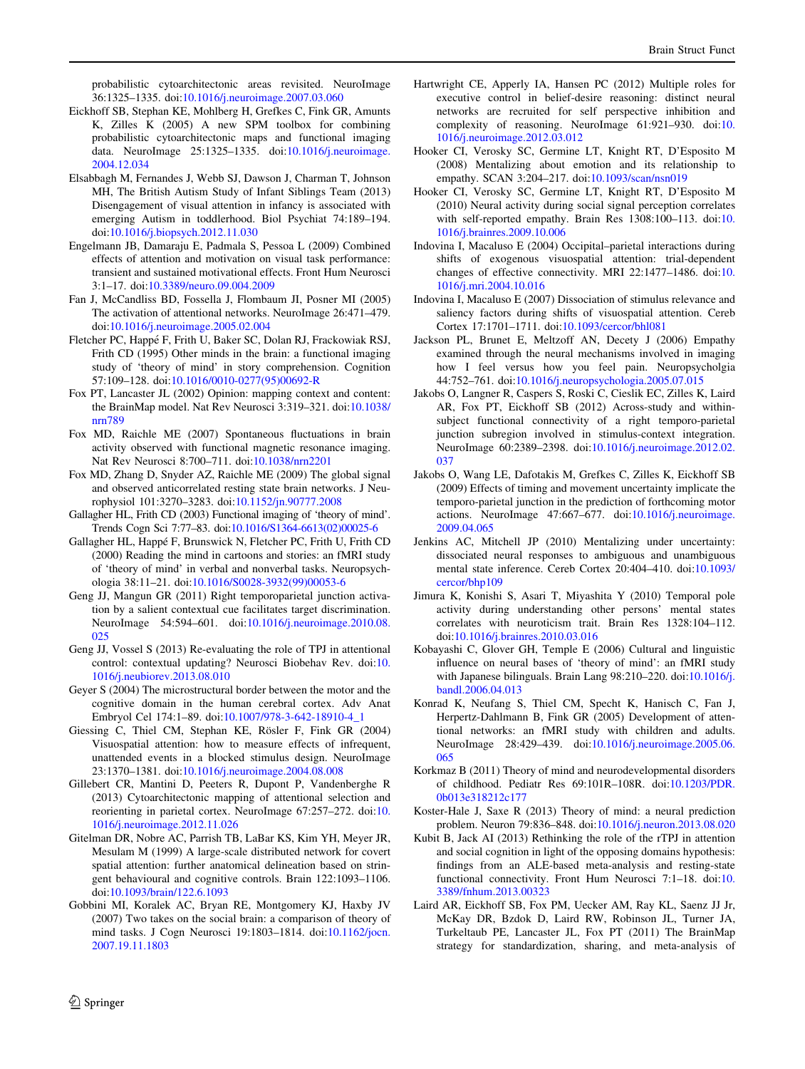probabilistic cytoarchitectonic areas revisited. NeuroImage 36:1325–1335. doi:10.1016/j.neuroimage.2007.03.060

Eickhoff SB, Stephan KE, Mohlberg H, Grefkes C, Fink GR, Amunts K, Zilles K (2005) A new SPM toolbox for combining probabilistic cytoarchitectonic maps and functional imaging data. NeuroImage 25:1325–1335. doi:10.1016/j.neuroimage.2004.12.034

Elsabbagh M, Fernandes J, Webb SJ, Dawson J, Charman T, Johnson MH, The British Autism Study of Infant Siblings Team (2013) Disengagement of visual attention in infancy is associated with emerging Autism in toddlerhood. Biol Psychiat 74:189–194. doi:10.1016/j.biopsych.2012.11.030

Engelmann JB, Damaraju E, Padmala S, Pessoa L (2009) Combined effects of attention and motivation on visual task performance: transient and sustained motivational effects. Front Hum Neurosci 3:1–17. doi:10.3389/neuro.09.004.2009

Fan J, McCandliss BD, Fossella J, Flombaum JI, Posner MI (2005) The activation of attentional networks. NeuroImage 26:471–479. doi:10.1016/j.neuroimage.2005.02.004

Fletcher PC, Happé F, Frith U, Baker SC, Dolan RJ, Frackowiak RSJ, Frith CD (1995) Other minds in the brain: a functional imaging study of 'theory of mind' in story comprehension. Cognition 57:109–128. doi:10.1016/0010-0277(95)00692-R

Fox PT, Lancaster JL (2002) Opinion: mapping context and content: the BrainMap model. Nat Rev Neurosci 3:319–321. doi:10.1038/nrn789

Fox MD, Raichle ME (2007) Spontaneous fluctuations in brain activity observed with functional magnetic resonance imaging. Nat Rev Neurosci 8:700–711. doi:10.1038/nrn2201

Fox MD, Zhang D, Snyder AZ, Raichle ME (2009) The global signal and observed anticorrelated resting state brain networks. J Neurophysiol 101:3270–3283. doi:10.1152/jn.90777.2008

Gallagher HL, Frith CD (2003) Functional imaging of 'theory of mind'. Trends Cogn Sci 7:77–83. doi:10.1016/S1364-6613(02)00025-6

Gallagher HL, Happé F, Brunswick N, Fletcher PC, Frith U, Frith CD (2000) Reading the mind in cartoons and stories: an fMRI study of 'theory of mind' in verbal and nonverbal tasks. Neuropsychologia 38:11–21. doi:10.1016/S0028-3932(99)00053-6

Geng JJ, Mangun GR (2011) Right temporoparietal junction activation by a salient contextual cue facilitates target discrimination. NeuroImage 54:594–601. doi:10.1016/j.neuroimage.2010.08.025

Geng JJ, Vossel S (2013) Re-evaluating the role of TPJ in attentional control: contextual updating? Neurosci Biobehav Rev. doi:10.1016/j.neubiorev.2013.08.010

Geyer S (2004) The microstructural border between the motor and the cognitive domain in the human cerebral cortex. Adv Anat Embryol Cel 174:1–89. doi:10.1007/978-3-642-18910-4_1

Giessing C, Thiel CM, Stephan KE, Rösler F, Fink GR (2004) Visuospatial attention: how to measure effects of infrequent, unattended events in a blocked stimulus design. NeuroImage 23:1370–1381. doi:10.1016/j.neuroimage.2004.08.008

Gillebert CR, Mantini D, Peeters R, Dupont P, Vandenberghe R (2013) Cytoarchitectonic mapping of attentional selection and reorienting in parietal cortex. NeuroImage 67:257–272. doi:10.1016/j.neuroimage.2012.11.026

Gitelman DR, Nobre AC, Parrish TB, LaBar KS, Kim YH, Meyer JR, Mesulam M (1999) A large-scale distributed network for covert spatial attention: further anatomical delineation based on stringent behavioural and cognitive controls. Brain 122:1093–1106. doi:10.1093/brain/122.6.1093

Gobbini MI, Koralek AC, Bryan RE, Montgomery KJ, Haxby JV (2007) Two takes on the social brain: a comparison of theory of mind tasks. J Cogn Neurosci 19:1803–1814. doi:10.1162/jocn.2007.19.11.1803

Hartwright CE, Apperly IA, Hansen PC (2012) Multiple roles for executive control in belief-desire reasoning: distinct neural networks are recruited for self perspective inhibition and complexity of reasoning. NeuroImage 61:921–930. doi:10.1016/j.neuroimage.2012.03.012

Hooker CI, Verosky SC, Germine LT, Knight RT, D'Esposito M (2008) Mentalizing about emotion and its relationship to empathy. SCAN 3:204–217. doi:10.1093/scan/nsn019

Hooker CI, Verosky SC, Germine LT, Knight RT, D'Esposito M (2010) Neural activity during social signal perception correlates with self-reported empathy. Brain Res 1308:100–113. doi:10.1016/j.brainres.2009.10.006

Indovina I, Macaluso E (2004) Occipital–parietal interactions during shifts of exogenous visuospatial attention: trial-dependent changes of effective connectivity. MRI 22:1477–1486. doi:10.1016/j.mri.2004.10.016

Indovina I, Macaluso E (2007) Dissociation of stimulus relevance and saliency factors during shifts of visuospatial attention. Cereb Cortex 17:1701–1711. doi:10.1093/cercor/bhl081

Jackson PL, Brunet E, Meltzoff AN, Decety J (2006) Empathy examined through the neural mechanisms involved in imaging how I feel versus how you feel pain. Neuropsycholgia 44:752–761. doi:10.1016/j.neuropsychologia.2005.07.015

Jakobs O, Langner R, Caspers S, Roski C, Cieslik EC, Zilles K, Laird AR, Fox PT, Eickhoff SB (2012) Across-study and within-subject functional connectivity of a right temporo-parietal junction subregion involved in stimulus-context integration. NeuroImage 60:2389–2398. doi:10.1016/j.neuroimage.2012.02.037

Jakobs O, Wang LE, Dafotakis M, Grefkes C, Zilles K, Eickhoff SB (2009) Effects of timing and movement uncertainty implicate the temporo-parietal junction in the prediction of forthcoming motor actions. NeuroImage 47:667–677. doi:10.1016/j.neuroimage.2009.04.065

Jenkins AC, Mitchell JP (2010) Mentalizing under uncertainty: dissociated neural responses to ambiguous and unambiguous mental state inference. Cereb Cortex 20:404–410. doi:10.1093/cercor/bhp109

Jimura K, Konishi S, Asari T, Miyashita Y (2010) Temporal pole activity during understanding other persons' mental states correlates with neuroticism trait. Brain Res 1328:104–112. doi:10.1016/j.brainres.2010.03.016

Kobayashi C, Glover GH, Temple E (2006) Cultural and linguistic influence on neural bases of 'theory of mind': an fMRI study with Japanese bilinguals. Brain Lang 98:210–220. doi:10.1016/j.bandl.2006.04.013

Konrad K, Neufang S, Thiel CM, Specht K, Hanisch C, Fan J, Herpertz-Dahlmann B, Fink GR (2005) Development of attentional networks: an fMRI study with children and adults. NeuroImage 28:429–439. doi:10.1016/j.neuroimage.2005.06.065

Korkmaz B (2011) Theory of mind and neurodevelopmental disorders of childhood. Pediatr Res 69:101R–108R. doi:10.1203/PDR.0b013e318212c177

Koster-Hale J, Saxe R (2013) Theory of mind: a neural prediction problem. Neuron 79:836–848. doi:10.1016/j.neuron.2013.08.020

Kubit B, Jack AI (2013) Rethinking the role of the rTPJ in attention and social cognition in light of the opposing domains hypothesis: findings from an ALE-based meta-analysis and resting-state functional connectivity. Front Hum Neurosci 7:1–18. doi:10.3389/fnhum.2013.00323

Laird AR, Eickhoff SB, Fox PM, Uecker AM, Ray KL, Saenz JJ Jr, McKay DR, Bzdok D, Laird RW, Robinson JL, Turner JA, Turkeltaub PE, Lancaster JL, Fox PT (2011) The BrainMap strategy for standardization, sharing, and meta-analysis of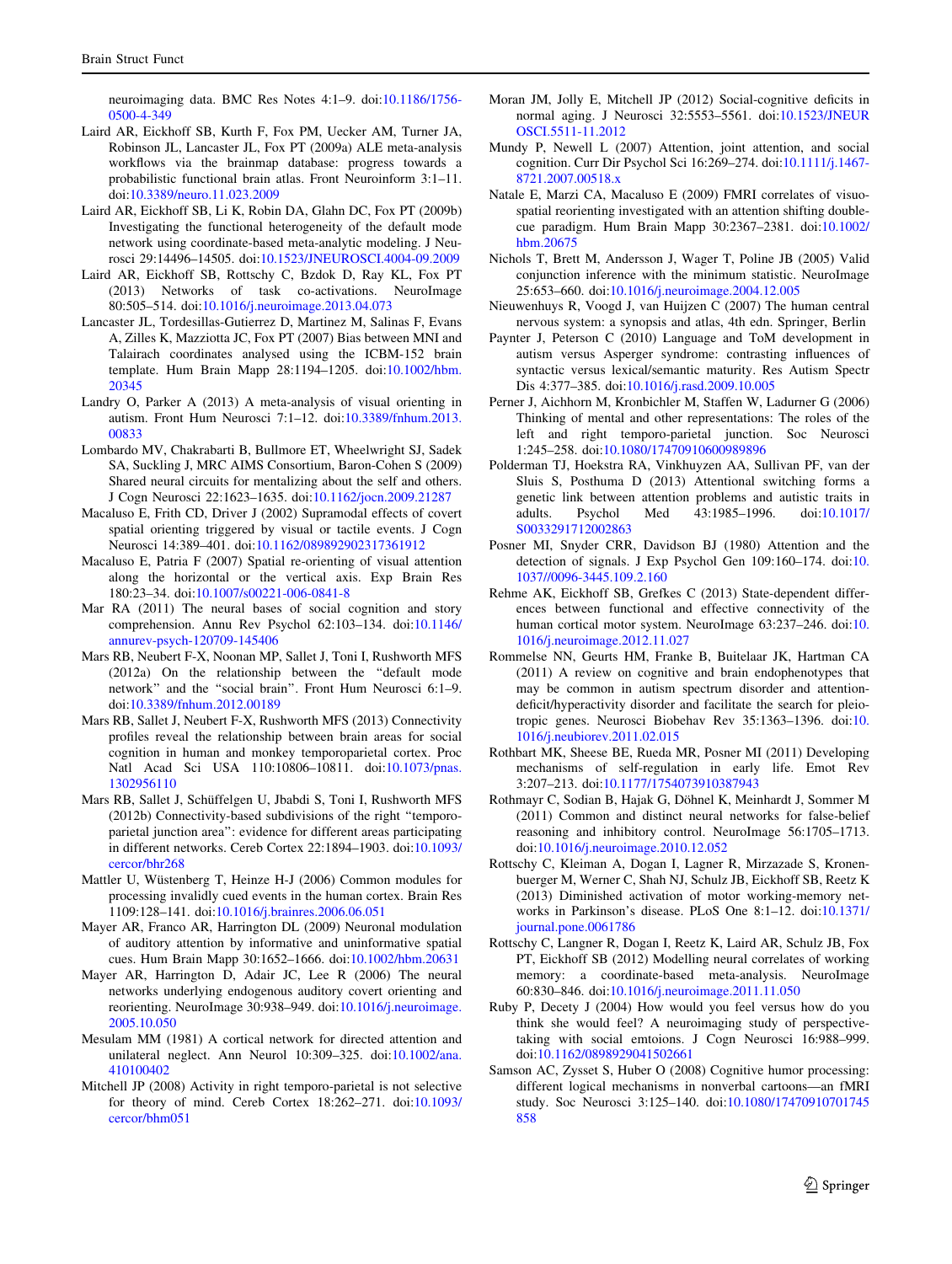neuroimaging data. BMC Res Notes 4:1–9. doi:10.1186/1756-0500-4-349

Laird AR, Eickhoff SB, Kurth F, Fox PM, Uecker AM, Turner JA, Robinson JL, Lancaster JL, Fox PT (2009a) ALE meta-analysis workflows via the brainmap database: progress towards a probabilistic functional brain atlas. Front Neuroinform 3:1–11. doi:10.3389/neuro.11.023.2009

Laird AR, Eickhoff SB, Li K, Robin DA, Glahn DC, Fox PT (2009b) Investigating the functional heterogeneity of the default mode network using coordinate-based meta-analytic modeling. J Neurosci 29:14496–14505. doi:10.1523/JNEUROSCI.4004-09.2009

Laird AR, Eickhoff SB, Rottschy C, Bzdok D, Ray KL, Fox PT (2013) Networks of task co-activations. NeuroImage 80:505–514. doi:10.1016/j.neuroimage.2013.04.073

Lancaster JL, Tordesillas-Gutierrez D, Martinez M, Salinas F, Evans A, Zilles K, Mazziotta JC, Fox PT (2007) Bias between MNI and Talairach coordinates analysed using the ICBM-152 brain template. Hum Brain Mapp 28:1194–1205. doi:10.1002/hbm.20345

Landry O, Parker A (2013) A meta-analysis of visual orienting in autism. Front Hum Neurosci 7:1–12. doi:10.3389/fnhum.2013.00833

Lombardo MV, Chakrabarti B, Bullmore ET, Wheelwright SJ, Sadek SA, Suckling J, MRC AIMS Consortium, Baron-Cohen S (2009) Shared neural circuits for mentalizing about the self and others. J Cogn Neurosci 22:1623–1635. doi:10.1162/jocn.2009.21287

Macaluso E, Frith CD, Driver J (2002) Supramodal effects of covert spatial orienting triggered by visual or tactile events. J Cogn Neurosci 14:389–401. doi:10.1162/089892902317361912

Macaluso E, Patria F (2007) Spatial re-orienting of visual attention along the horizontal or the vertical axis. Exp Brain Res 180:23–34. doi:10.1007/s00221-006-0841-8

Mar RA (2011) The neural bases of social cognition and story comprehension. Annu Rev Psychol 62:103–134. doi:10.1146/annurev-psych-120709-145406

Mars RB, Neubert F-X, Noonan MP, Sallet J, Toni I, Rushworth MFS (2012a) On the relationship between the "default mode network" and the "social brain". Front Hum Neurosci 6:1–9. doi:10.3389/fnhum.2012.00189

Mars RB, Sallet J, Neubert F-X, Rushworth MFS (2013) Connectivity profiles reveal the relationship between brain areas for social cognition in human and monkey temporoparietal cortex. Proc Natl Acad Sci USA 110:10806–10811. doi:10.1073/pnas.1302956110

Mars RB, Sallet J, Schüffelgen U, Jbabdi S, Toni I, Rushworth MFS (2012b) Connectivity-based subdivisions of the right "temporoparietal junction area": evidence for different areas participating in different networks. Cereb Cortex 22:1894–1903. doi:10.1093/cercor/bhr268

Mattler U, Wüstenberg T, Heinze H-J (2006) Common modules for processing invalidly cued events in the human cortex. Brain Res 1109:128–141. doi:10.1016/j.brainres.2006.06.051

Mayer AR, Franco AR, Harrington DL (2009) Neuronal modulation of auditory attention by informative and uninformative spatial cues. Hum Brain Mapp 30:1652–1666. doi:10.1002/hbm.20631

Mayer AR, Harrington D, Adair JC, Lee R (2006) The neural networks underlying endogenous auditory covert orienting and reorienting. NeuroImage 30:938–949. doi:10.1016/j.neuroimage.2005.10.050

Mesulam MM (1981) A cortical network for directed attention and unilateral neglect. Ann Neurol 10:309–325. doi:10.1002/ana.410100402

Mitchell JP (2008) Activity in right temporo-parietal is not selective for theory of mind. Cereb Cortex 18:262–271. doi:10.1093/cercor/bhm051

Moran JM, Jolly E, Mitchell JP (2012) Social-cognitive deficits in normal aging. J Neurosci 32:5553–5561. doi:10.1523/JNEUROSCI.5511-11.2012

Mundy P, Newell L (2007) Attention, joint attention, and social cognition. Curr Dir Psychol Sci 16:269–274. doi:10.1111/j.1467-8721.2007.00518.x

Natale E, Marzi CA, Macaluso E (2009) FMRI correlates of visuo-spatial reorienting investigated with an attention shifting double-cue paradigm. Hum Brain Mapp 30:2367–2381. doi:10.1002/hbm.20675

Nichols T, Brett M, Andersson J, Wager T, Poline JB (2005) Valid conjunction inference with the minimum statistic. NeuroImage 25:653–660. doi:10.1016/j.neuroimage.2004.12.005

Nieuwenhuys R, Voogd J, van Huijzen C (2007) The human central nervous system: a synopsis and atlas, 4th edn. Springer, Berlin

Paynter J, Peterson C (2010) Language and ToM development in autism versus Asperger syndrome: contrasting influences of syntactic versus lexical/semantic maturity. Res Autism Spectr Dis 4:377–385. doi:10.1016/j.rasd.2009.10.005

Perner J, Aichhorn M, Kronbichler M, Staffen W, Ladurner G (2006) Thinking of mental and other representations: The roles of the left and right temporo-parietal junction. Soc Neurosci 1:245–258. doi:10.1080/17470910600989896

Polderman TJ, Hoekstra RA, Vinkhuyzen AA, Sullivan PF, van der Sluis S, Posthuma D (2013) Attentional switching forms a genetic link between attention problems and autistic traits in adults. Psychol Med 43:1985–1996. doi:10.1017/S0033291712002863

Posner MI, Snyder CRR, Davidson BJ (1980) Attention and the detection of signals. J Exp Psychol Gen 109:160–174. doi:10.1037//0096-3445.109.2.160

Rehme AK, Eickhoff SB, Grefkes C (2013) State-dependent differences between functional and effective connectivity of the human cortical motor system. NeuroImage 63:237–246. doi:10.1016/j.neuroimage.2012.11.027

Rommelse NN, Geurts HM, Franke B, Buitelaar JK, Hartman CA (2011) A review on cognitive and brain endophenotypes that may be common in autism spectrum disorder and attention-deficit/hyperactivity disorder and facilitate the search for pleiotropic genes. Neurosci Biobehav Rev 35:1363–1396. doi:10.1016/j.neubiorev.2011.02.015

Rothbart MK, Sheese BE, Rueda MR, Posner MI (2011) Developing mechanisms of self-regulation in early life. Emot Rev 3:207–213. doi:10.1177/1754073910387943

Rothmayr C, Sodian B, Hajak G, Döhnel K, Meinhardt J, Sommer M (2011) Common and distinct neural networks for false-belief reasoning and inhibitory control. NeuroImage 56:1705–1713. doi:10.1016/j.neuroimage.2010.12.052

Rottschy C, Kleiman A, Dogan I, Lagner R, Mirzazade S, Kronenbuerger M, Werner C, Shah NJ, Schulz JB, Eickhoff SB, Reetz K (2013) Diminished activation of motor working-memory networks in Parkinson's disease. PLoS One 8:1–12. doi:10.1371/journal.pone.0061786

Rottschy C, Langner R, Dogan I, Reetz K, Laird AR, Schulz JB, Fox PT, Eickhoff SB (2012) Modelling neural correlates of working memory: a coordinate-based meta-analysis. NeuroImage 60:830–846. doi:10.1016/j.neuroimage.2011.11.050

Ruby P, Decety J (2004) How would you feel versus how do you think she would feel? A neuroimaging study of perspective-taking with social emtoions. J Cogn Neurosci 16:988–999. doi:10.1162/0898929041502661

Samson AC, Zysset S, Huber O (2008) Cognitive humor processing: different logical mechanisms in nonverbal cartoons—an fMRI study. Soc Neurosci 3:125–140. doi:10.1080/17470910701745858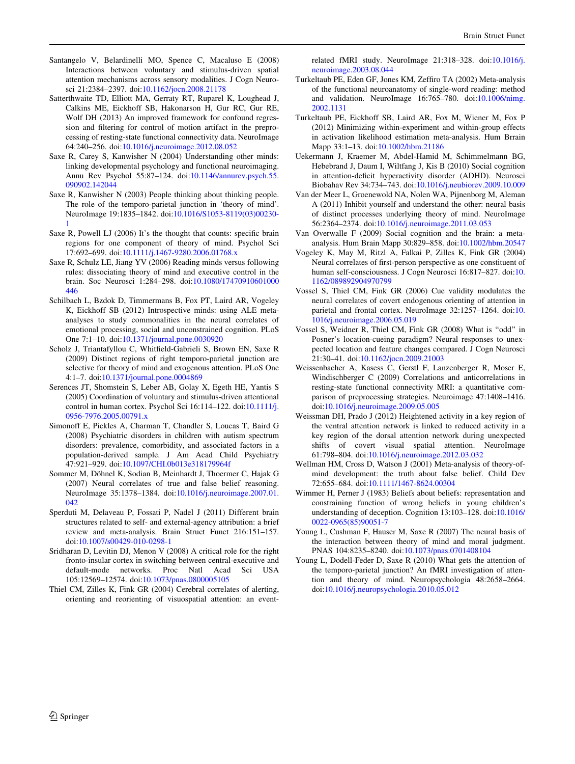Santangelo V, Belardinelli MO, Spence C, Macaluso E (2008) Interactions between voluntary and stimulus-driven spatial attention mechanisms across sensory modalities. J Cogn Neurosci 21:2384–2397. doi:10.1162/jocn.2008.21178

Satterthwaite TD, Elliott MA, Gerraty RT, Ruparel K, Loughead J, Calkins ME, Eickhoff SB, Hakonarson H, Gur RC, Gur RE, Wolf DH (2013) An improved framework for confound regression and filtering for control of motion artifact in the preprocessing of resting-state functional connectivity data. NeuroImage 64:240–256. doi:10.1016/j.neuroimage.2012.08.052

Saxe R, Carey S, Kanwisher N (2004) Understanding other minds: linking developmental psychology and functional neuroimaging. Annu Rev Psychol 55:87–124. doi:10.1146/annurev.psych.55.090902.142044

Saxe R, Kanwisher N (2003) People thinking about thinking people. The role of the temporo-parietal junction in 'theory of mind'. NeuroImage 19:1835–1842. doi:10.1016/S1053-8119(03)00230-1

Saxe R, Powell LJ (2006) It's the thought that counts: specific brain regions for one component of theory of mind. Psychol Sci 17:692–699. doi:10.1111/j.1467-9280.2006.01768.x

Saxe R, Schulz LE, Jiang YV (2006) Reading minds versus following rules: dissociating theory of mind and executive control in the brain. Soc Neurosci 1:284–298. doi:10.1080/17470910601000446

Schilbach L, Bzdok D, Timmermans B, Fox PT, Laird AR, Vogeley K, Eickhoff SB (2012) Introspective minds: using ALE meta-analyses to study commonalities in the neural correlates of emotional processing, social and unconstrained cognition. PLoS One 7:1–10. doi:10.1371/journal.pone.0030920

Scholz J, Triantafyllou C, Whitfield-Gabrieli S, Brown EN, Saxe R (2009) Distinct regions of right temporo-parietal junction are selective for theory of mind and exogenous attention. PLoS One 4:1–7. doi:10.1371/journal.pone.0004869

Serences JT, Shomstein S, Leber AB, Golay X, Egeth HE, Yantis S (2005) Coordination of voluntary and stimulus-driven attentional control in human cortex. Psychol Sci 16:114–122. doi:10.1111/j.0956-7976.2005.00791.x

Simonoff E, Pickles A, Charman T, Chandler S, Loucas T, Baird G (2008) Psychiatric disorders in children with autism spectrum disorders: prevalence, comorbidity, and associated factors in a population-derived sample. J Am Acad Child Psychiatry 47:921–929. doi:10.1097/CHI.0b013e318179964f

Sommer M, Döhnel K, Sodian B, Meinhardt J, Thoermer C, Hajak G (2007) Neural correlates of true and false belief reasoning. NeuroImage 35:1378–1384. doi:10.1016/j.neuroimage.2007.01.042

Sperduti M, Delaveau P, Fossati P, Nadel J (2011) Different brain structures related to self- and external-agency attribution: a brief review and meta-analysis. Brain Struct Funct 216:151–157. doi:10.1007/s00429-010-0298-1

Sridharan D, Levitin DJ, Menon V (2008) A critical role for the right fronto-insular cortex in switching between central-executive and default-mode networks. Proc Natl Acad Sci USA 105:12569–12574. doi:10.1073/pnas.0800005105

Thiel CM, Zilles K, Fink GR (2004) Cerebral correlates of alerting, orienting and reorienting of visuospatial attention: an event-related fMRI study. NeuroImage 21:318–328. doi:10.1016/j.neuroimage.2003.08.044

Turkeltaub PE, Eden GF, Jones KM, Zeffiro TA (2002) Meta-analysis of the functional neuroanatomy of single-word reading: method and validation. NeuroImage 16:765–780. doi:10.1006/nimg.2002.1131

Turkeltaub PE, Eickhoff SB, Laird AR, Fox M, Wiener M, Fox P (2012) Minimizing within-experiment and within-group effects in activation likelihood estimation meta-analysis. Hum Brrain Mapp 33:1–13. doi:10.1002/hbm.21186

Uekermann J, Kraemer M, Abdel-Hamid M, Schimmelmann BG, Hebebrand J, Daum I, Wiltfang J, Kis B (2010) Social cognition in attention-deficit hyperactivity disorder (ADHD). Neurosci Biobahav Rev 34:734–743. doi:10.1016/j.neubiorev.2009.10.009

Van der Meer L, Groenewold NA, Nolen WA, Pijnenborg M, Aleman A (2011) Inhibit yourself and understand the other: neural basis of distinct processes underlying theory of mind. NeuroImage 56:2364–2374. doi:10.1016/j.neuroimage.2011.03.053

Van Overwalle F (2009) Social cognition and the brain: a meta-analysis. Hum Brain Mapp 30:829–858. doi:10.1002/hbm.20547

Vogeley K, May M, Ritzl A, Falkai P, Zilles K, Fink GR (2004) Neural correlates of first-person perspective as one constituent of human self-consciousness. J Cogn Neurosci 16:817–827. doi:10.1162/089892904970799

Vossel S, Thiel CM, Fink GR (2006) Cue validity modulates the neural correlates of covert endogenous orienting of attention in parietal and frontal cortex. NeuroImage 32:1257–1264. doi:10.1016/j.neuroimage.2006.05.019

Vossel S, Weidner R, Thiel CM, Fink GR (2008) What is "odd" in Posner's location-cueing paradigm? Neural responses to unexpected location and feature changes compared. J Cogn Neurosci 21:30–41. doi:10.1162/jocn.2009.21003

Weissenbacher A, Kasess C, Gerstl F, Lanzenberger R, Moser E, Windischberger C (2009) Correlations and anticorrelations in resting-state functional connectivity MRI: a quantitative comparison of preprocessing strategies. Neuroimage 47:1408–1416. doi:10.1016/j.neuroimage.2009.05.005

Weissman DH, Prado J (2012) Heightened activity in a key region of the ventral attention network is linked to reduced activity in a key region of the dorsal attention network during unexpected shifts of covert visual spatial attention. NeuroImage 61:798–804. doi:10.1016/j.neuroimage.2012.03.032

Wellman HM, Cross D, Watson J (2001) Meta-analysis of theory-of-mind development: the truth about false belief. Child Dev 72:655–684. doi:10.1111/1467-8624.00304

Wimmer H, Perner J (1983) Beliefs about beliefs: representation and constraining function of wrong beliefs in young children's understanding of deception. Cognition 13:103–128. doi:10.1016/0022-0965(85)90051-7

Young L, Cushman F, Hauser M, Saxe R (2007) The neural basis of the interaction between theory of mind and moral judgment. PNAS 104:8235–8240. doi:10.1073/pnas.0701408104

Young L, Dodell-Feder D, Saxe R (2010) What gets the attention of the temporo-parietal junction? An fMRI investigation of attention and theory of mind. Neuropsychologia 48:2658–2664. doi:10.1016/j.neuropsychologia.2010.05.012